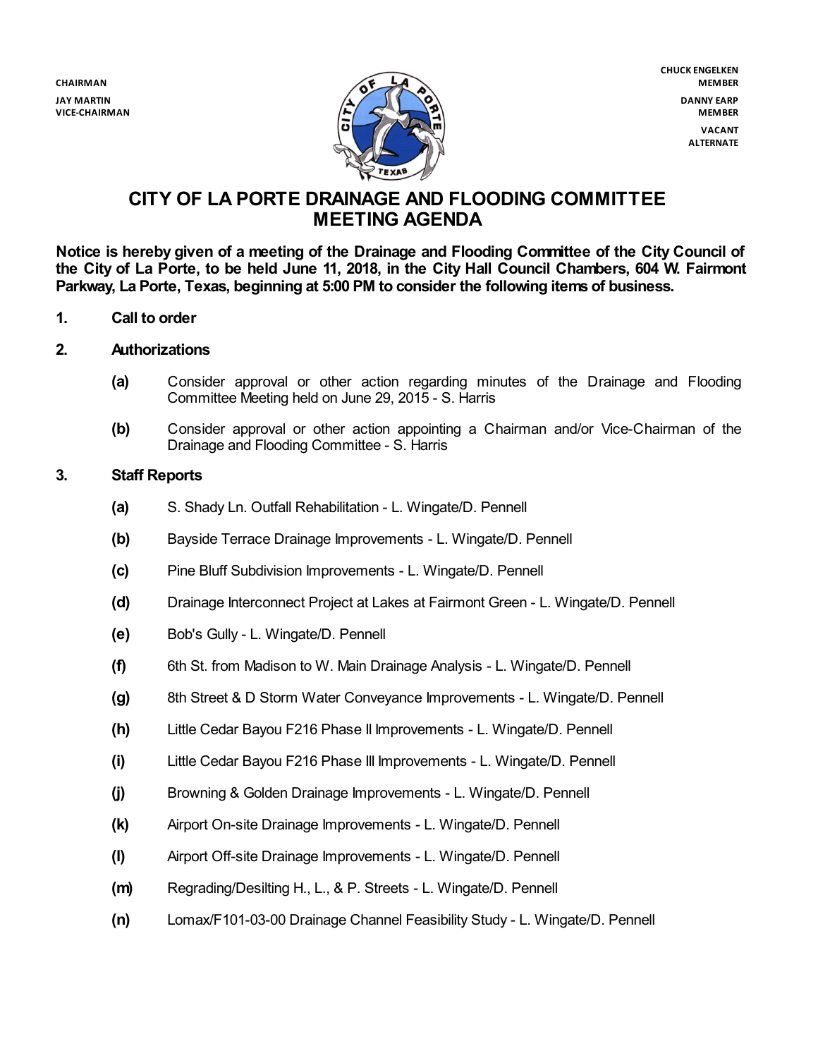CHAIRMAN

JAY MARTIN
VICE-CHAIRMAN

CHUCK ENGELKEN
MEMBER

DANNY EARP
MEMBER

VACANT
ALTERNATE

# CITY OF LA PORTE DRAINAGE AND FLOODING COMMITTEE MEETING AGENDA

**Notice is hereby given of a meeting of the Drainage and Flooding Committee of the City Council of the City of La Porte, to be held June 11, 2018, in the City Hall Council Chambers, 604 W. Fairmont Parkway, La Porte, Texas, beginning at 5:00 PM to consider the following items of business.**

**1. Call to order**

**2. Authorizations**

- **(a)** Consider approval or other action regarding minutes of the Drainage and Flooding Committee Meeting held on June 29, 2015 - S. Harris
- **(b)** Consider approval or other action appointing a Chairman and/or Vice-Chairman of the Drainage and Flooding Committee - S. Harris

**3. Staff Reports**

- **(a)** S. Shady Ln. Outfall Rehabilitation - L. Wingate/D. Pennell
- **(b)** Bayside Terrace Drainage Improvements - L. Wingate/D. Pennell
- **(c)** Pine Bluff Subdivision Improvements - L. Wingate/D. Pennell
- **(d)** Drainage Interconnect Project at Lakes at Fairmont Green - L. Wingate/D. Pennell
- **(e)** Bob's Gully - L. Wingate/D. Pennell
- **(f)** 6th St. from Madison to W. Main Drainage Analysis - L. Wingate/D. Pennell
- **(g)** 8th Street & D Storm Water Conveyance Improvements - L. Wingate/D. Pennell
- **(h)** Little Cedar Bayou F216 Phase II Improvements - L. Wingate/D. Pennell
- **(i)** Little Cedar Bayou F216 Phase III Improvements - L. Wingate/D. Pennell
- **(j)** Browning & Golden Drainage Improvements - L. Wingate/D. Pennell
- **(k)** Airport On-site Drainage Improvements - L. Wingate/D. Pennell
- **(l)** Airport Off-site Drainage Improvements - L. Wingate/D. Pennell
- **(m)** Regrading/Desilting H., L., & P. Streets - L. Wingate/D. Pennell
- **(n)** Lomax/F101-03-00 Drainage Channel Feasibility Study - L. Wingate/D. Pennell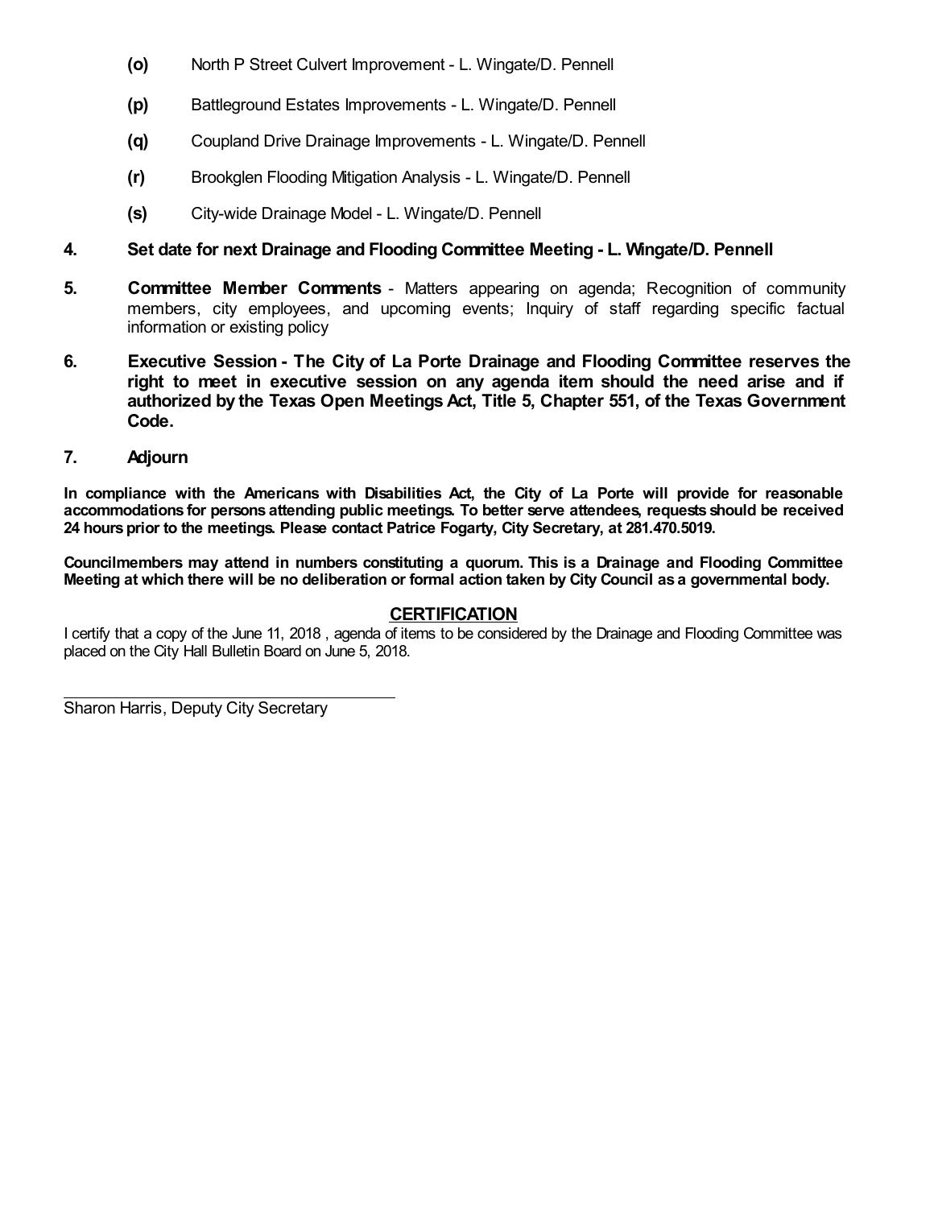**(o)** North P Street Culvert Improvement - L. Wingate/D. Pennell

**(p)** Battleground Estates Improvements - L. Wingate/D. Pennell

**(q)** Coupland Drive Drainage Improvements - L. Wingate/D. Pennell

**(r)** Brookglen Flooding Mitigation Analysis - L. Wingate/D. Pennell

**(s)** City-wide Drainage Model - L. Wingate/D. Pennell

**4. Set date for next Drainage and Flooding Committee Meeting - L. Wingate/D. Pennell**

**5. Committee Member Comments** - Matters appearing on agenda; Recognition of community members, city employees, and upcoming events; Inquiry of staff regarding specific factual information or existing policy

**6. Executive Session - The City of La Porte Drainage and Flooding Committee reserves the right to meet in executive session on any agenda item should the need arise and if authorized by the Texas Open Meetings Act, Title 5, Chapter 551, of the Texas Government Code.**

**7. Adjourn**

**In compliance with the Americans with Disabilities Act, the City of La Porte will provide for reasonable accommodations for persons attending public meetings. To better serve attendees, requests should be received 24 hours prior to the meetings. Please contact Patrice Fogarty, City Secretary, at 281.470.5019.**

**Councilmembers may attend in numbers constituting a quorum. This is a Drainage and Flooding Committee Meeting at which there will be no deliberation or formal action taken by City Council as a governmental body.**

## CERTIFICATION

I certify that a copy of the June 11, 2018 , agenda of items to be considered by the Drainage and Flooding Committee was placed on the City Hall Bulletin Board on June 5, 2018.

Sharon Harris, Deputy City Secretary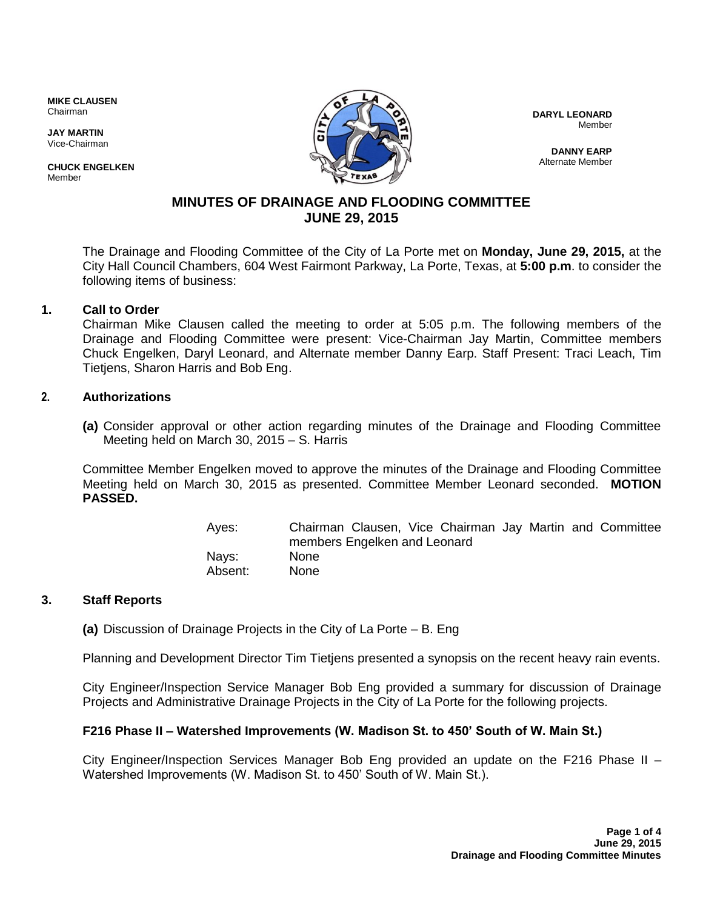**MIKE CLAUSEN**
Chairman

**JAY MARTIN**
Vice-Chairman

**CHUCK ENGELKEN**
Member

**DARYL LEONARD**
Member

**DANNY EARP**
Alternate Member

# MINUTES OF DRAINAGE AND FLOODING COMMITTEE
## JUNE 29, 2015

The Drainage and Flooding Committee of the City of La Porte met on **Monday, June 29, 2015,** at the City Hall Council Chambers, 604 West Fairmont Parkway, La Porte, Texas, at **5:00 p.m**. to consider the following items of business:

### 1. Call to Order

Chairman Mike Clausen called the meeting to order at 5:05 p.m. The following members of the Drainage and Flooding Committee were present: Vice-Chairman Jay Martin, Committee members Chuck Engelken, Daryl Leonard, and Alternate member Danny Earp. Staff Present: Traci Leach, Tim Tietjens, Sharon Harris and Bob Eng.

### 2. Authorizations

**(a)** Consider approval or other action regarding minutes of the Drainage and Flooding Committee Meeting held on March 30, 2015 – S. Harris

Committee Member Engelken moved to approve the minutes of the Drainage and Flooding Committee Meeting held on March 30, 2015 as presented. Committee Member Leonard seconded. **MOTION PASSED.**

| | |
|---|---|
| Ayes: | Chairman Clausen, Vice Chairman Jay Martin and Committee members Engelken and Leonard |
| Nays: | None |
| Absent: | None |

### 3. Staff Reports

**(a)** Discussion of Drainage Projects in the City of La Porte – B. Eng

Planning and Development Director Tim Tietjens presented a synopsis on the recent heavy rain events.

City Engineer/Inspection Service Manager Bob Eng provided a summary for discussion of Drainage Projects and Administrative Drainage Projects in the City of La Porte for the following projects.

**F216 Phase II – Watershed Improvements (W. Madison St. to 450' South of W. Main St.)**

City Engineer/Inspection Services Manager Bob Eng provided an update on the F216 Phase II – Watershed Improvements (W. Madison St. to 450' South of W. Main St.).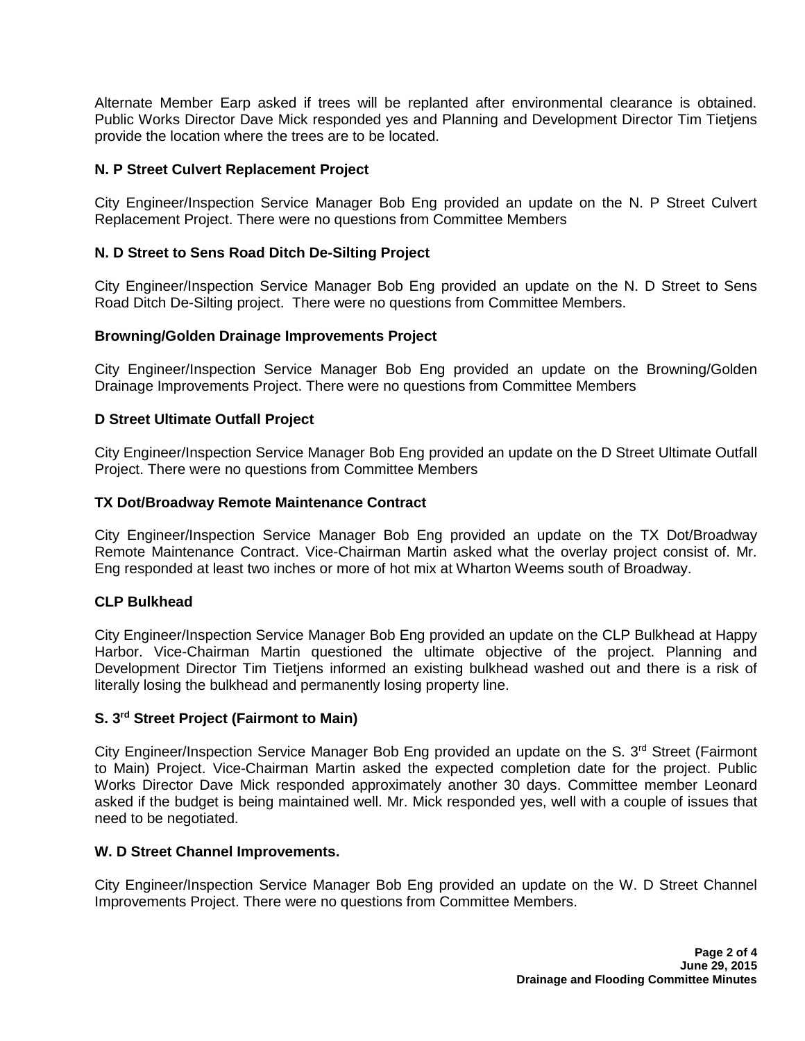Alternate Member Earp asked if trees will be replanted after environmental clearance is obtained. Public Works Director Dave Mick responded yes and Planning and Development Director Tim Tietjens provide the location where the trees are to be located.

**N. P Street Culvert Replacement Project**

City Engineer/Inspection Service Manager Bob Eng provided an update on the N. P Street Culvert Replacement Project. There were no questions from Committee Members

**N. D Street to Sens Road Ditch De-Silting Project**

City Engineer/Inspection Service Manager Bob Eng provided an update on the N. D Street to Sens Road Ditch De-Silting project. There were no questions from Committee Members.

**Browning/Golden Drainage Improvements Project**

City Engineer/Inspection Service Manager Bob Eng provided an update on the Browning/Golden Drainage Improvements Project. There were no questions from Committee Members

**D Street Ultimate Outfall Project**

City Engineer/Inspection Service Manager Bob Eng provided an update on the D Street Ultimate Outfall Project. There were no questions from Committee Members

**TX Dot/Broadway Remote Maintenance Contract**

City Engineer/Inspection Service Manager Bob Eng provided an update on the TX Dot/Broadway Remote Maintenance Contract. Vice-Chairman Martin asked what the overlay project consist of. Mr. Eng responded at least two inches or more of hot mix at Wharton Weems south of Broadway.

**CLP Bulkhead**

City Engineer/Inspection Service Manager Bob Eng provided an update on the CLP Bulkhead at Happy Harbor. Vice-Chairman Martin questioned the ultimate objective of the project. Planning and Development Director Tim Tietjens informed an existing bulkhead washed out and there is a risk of literally losing the bulkhead and permanently losing property line.

**S. 3rd Street Project (Fairmont to Main)**

City Engineer/Inspection Service Manager Bob Eng provided an update on the S. 3rd Street (Fairmont to Main) Project. Vice-Chairman Martin asked the expected completion date for the project. Public Works Director Dave Mick responded approximately another 30 days. Committee member Leonard asked if the budget is being maintained well. Mr. Mick responded yes, well with a couple of issues that need to be negotiated.

**W. D Street Channel Improvements.**

City Engineer/Inspection Service Manager Bob Eng provided an update on the W. D Street Channel Improvements Project. There were no questions from Committee Members.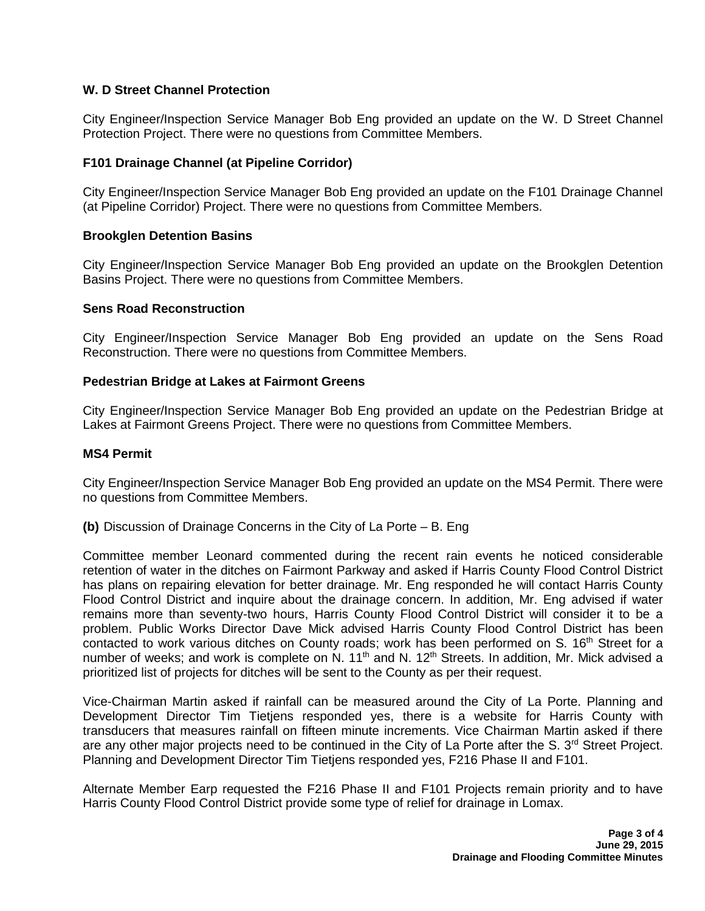**W. D Street Channel Protection**

City Engineer/Inspection Service Manager Bob Eng provided an update on the W. D Street Channel Protection Project. There were no questions from Committee Members.

**F101 Drainage Channel (at Pipeline Corridor)**

City Engineer/Inspection Service Manager Bob Eng provided an update on the F101 Drainage Channel (at Pipeline Corridor) Project. There were no questions from Committee Members.

**Brookglen Detention Basins**

City Engineer/Inspection Service Manager Bob Eng provided an update on the Brookglen Detention Basins Project. There were no questions from Committee Members.

**Sens Road Reconstruction**

City Engineer/Inspection Service Manager Bob Eng provided an update on the Sens Road Reconstruction. There were no questions from Committee Members.

**Pedestrian Bridge at Lakes at Fairmont Greens**

City Engineer/Inspection Service Manager Bob Eng provided an update on the Pedestrian Bridge at Lakes at Fairmont Greens Project. There were no questions from Committee Members.

**MS4 Permit**

City Engineer/Inspection Service Manager Bob Eng provided an update on the MS4 Permit. There were no questions from Committee Members.

**(b)** Discussion of Drainage Concerns in the City of La Porte – B. Eng

Committee member Leonard commented during the recent rain events he noticed considerable retention of water in the ditches on Fairmont Parkway and asked if Harris County Flood Control District has plans on repairing elevation for better drainage. Mr. Eng responded he will contact Harris County Flood Control District and inquire about the drainage concern. In addition, Mr. Eng advised if water remains more than seventy-two hours, Harris County Flood Control District will consider it to be a problem. Public Works Director Dave Mick advised Harris County Flood Control District has been contacted to work various ditches on County roads; work has been performed on S. 16th Street for a number of weeks; and work is complete on N. 11th and N. 12th Streets. In addition, Mr. Mick advised a prioritized list of projects for ditches will be sent to the County as per their request.

Vice-Chairman Martin asked if rainfall can be measured around the City of La Porte. Planning and Development Director Tim Tietjens responded yes, there is a website for Harris County with transducers that measures rainfall on fifteen minute increments. Vice Chairman Martin asked if there are any other major projects need to be continued in the City of La Porte after the S. 3rd Street Project. Planning and Development Director Tim Tietjens responded yes, F216 Phase II and F101.

Alternate Member Earp requested the F216 Phase II and F101 Projects remain priority and to have Harris County Flood Control District provide some type of relief for drainage in Lomax.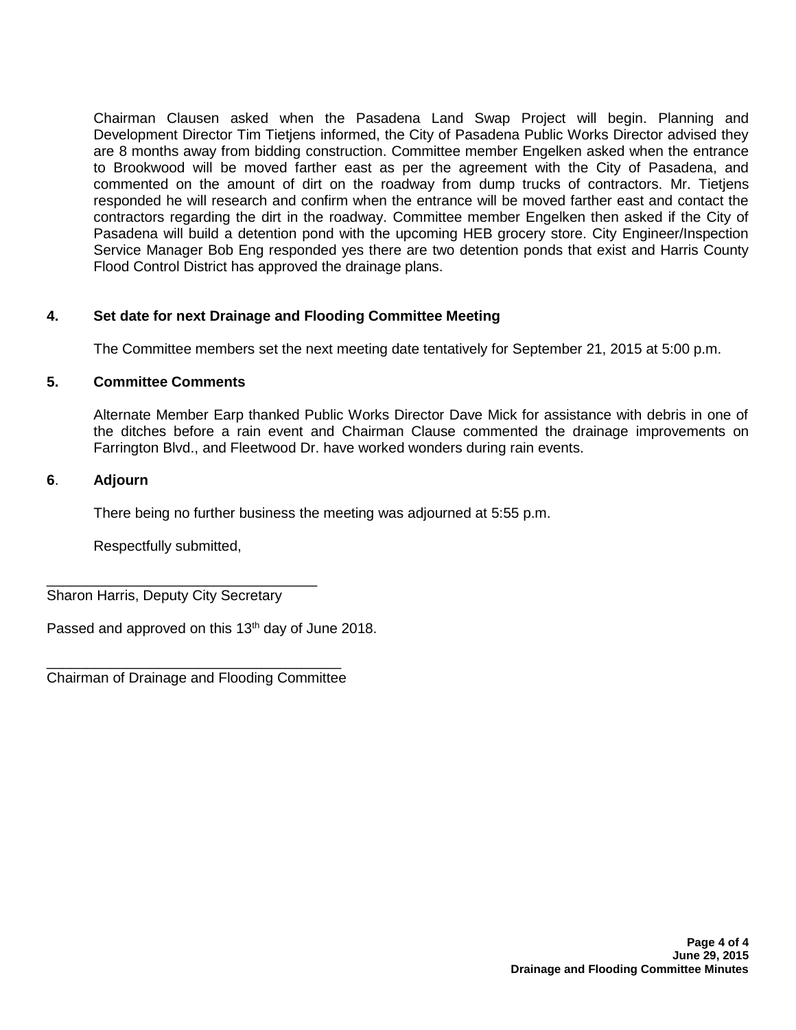Chairman Clausen asked when the Pasadena Land Swap Project will begin. Planning and Development Director Tim Tietjens informed, the City of Pasadena Public Works Director advised they are 8 months away from bidding construction. Committee member Engelken asked when the entrance to Brookwood will be moved farther east as per the agreement with the City of Pasadena, and commented on the amount of dirt on the roadway from dump trucks of contractors. Mr. Tietjens responded he will research and confirm when the entrance will be moved farther east and contact the contractors regarding the dirt in the roadway. Committee member Engelken then asked if the City of Pasadena will build a detention pond with the upcoming HEB grocery store. City Engineer/Inspection Service Manager Bob Eng responded yes there are two detention ponds that exist and Harris County Flood Control District has approved the drainage plans.

**4. Set date for next Drainage and Flooding Committee Meeting**

The Committee members set the next meeting date tentatively for September 21, 2015 at 5:00 p.m.

**5. Committee Comments**

Alternate Member Earp thanked Public Works Director Dave Mick for assistance with debris in one of the ditches before a rain event and Chairman Clause commented the drainage improvements on Farrington Blvd., and Fleetwood Dr. have worked wonders during rain events.

**6. Adjourn**

There being no further business the meeting was adjourned at 5:55 p.m.

Respectfully submitted,

___________________________________
Sharon Harris, Deputy City Secretary

Passed and approved on this 13th day of June 2018.

_____________________________________
Chairman of Drainage and Flooding Committee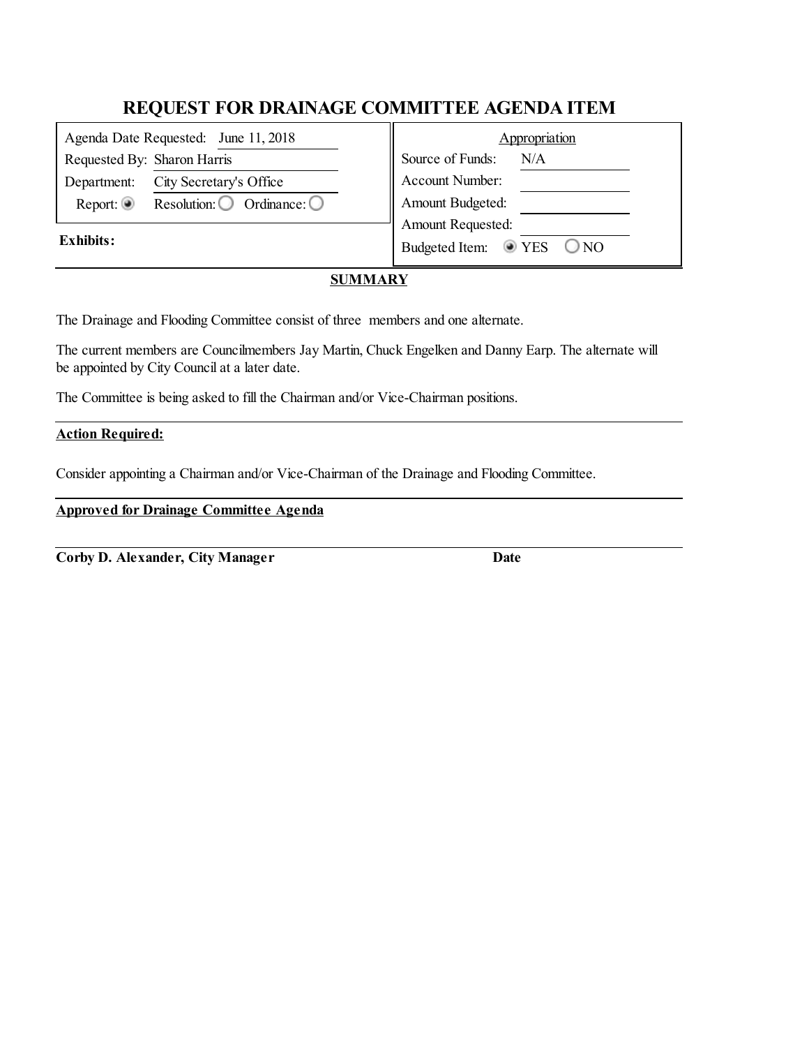# REQUEST FOR DRAINAGE COMMITTEE AGENDA ITEM

| | |
|---|---|
| Agenda Date Requested: June 11, 2018 | **Appropriation** |
| Requested By: Sharon Harris | Source of Funds: N/A |
| Department: City Secretary's Office | Account Number: |
| Report: ◉ Resolution: ○ Ordinance: ○ | Amount Budgeted: |
| | Amount Requested: |
| **Exhibits:** | Budgeted Item: ◉ YES ○ NO |

**SUMMARY**

The Drainage and Flooding Committee consist of three members and one alternate.

The current members are Councilmembers Jay Martin, Chuck Engelken and Danny Earp. The alternate will be appointed by City Council at a later date.

The Committee is being asked to fill the Chairman and/or Vice-Chairman positions.

**Action Required:**

Consider appointing a Chairman and/or Vice-Chairman of the Drainage and Flooding Committee.

**Approved for Drainage Committee Agenda**

**Corby D. Alexander, City Manager** **Date**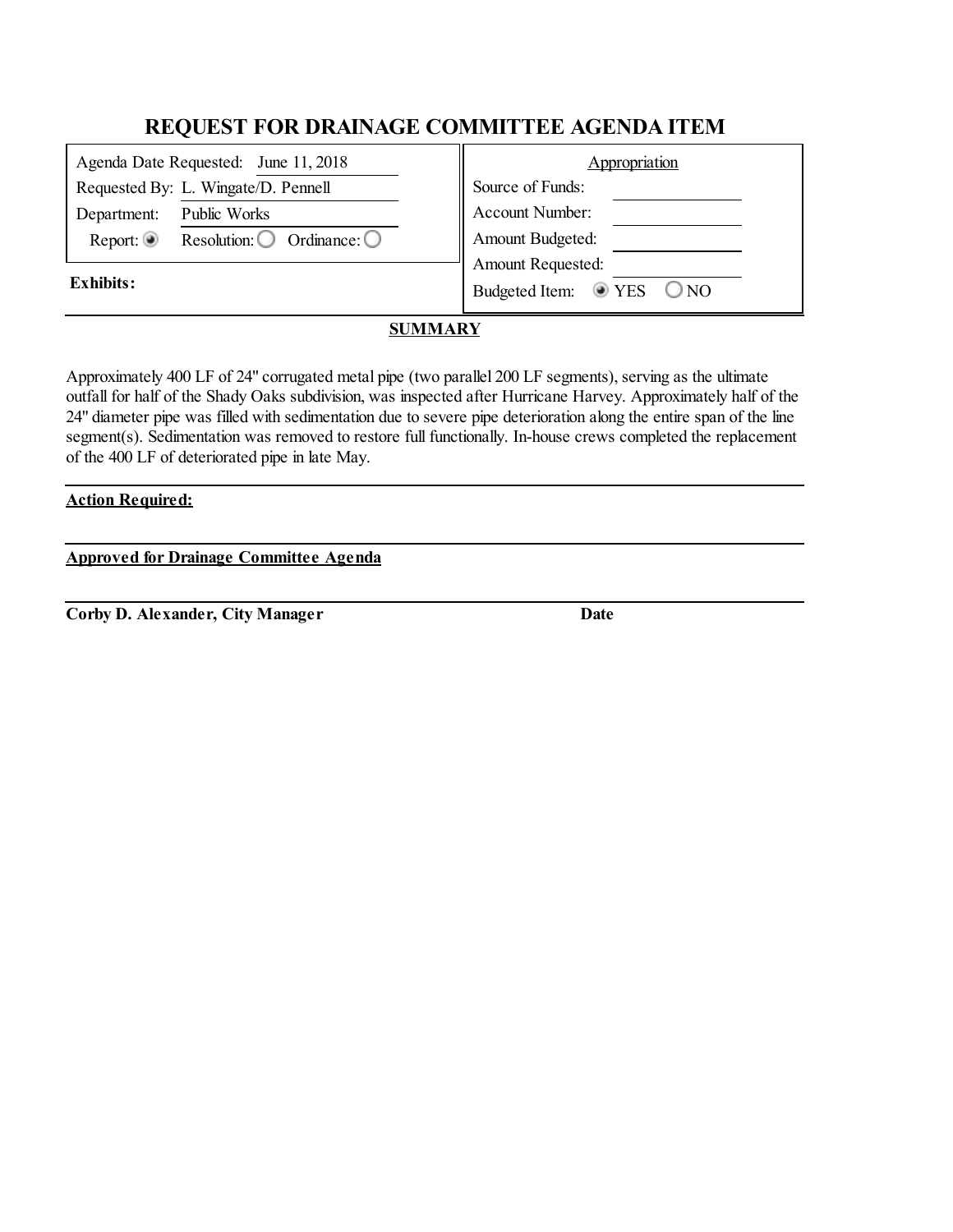# REQUEST FOR DRAINAGE COMMITTEE AGENDA ITEM

| | |
|---|---|
| Agenda Date Requested: June 11, 2018 | **Appropriation** |
| Requested By: L. Wingate/D. Pennell | Source of Funds: |
| Department: Public Works | Account Number: |
| Report: ◉ Resolution: ○ Ordinance: ○ | Amount Budgeted: |
| | Amount Requested: |
| **Exhibits:** | Budgeted Item: ◉ YES ○ NO |

## SUMMARY

Approximately 400 LF of 24" corrugated metal pipe (two parallel 200 LF segments), serving as the ultimate outfall for half of the Shady Oaks subdivision, was inspected after Hurricane Harvey. Approximately half of the 24" diameter pipe was filled with sedimentation due to severe pipe deterioration along the entire span of the line segment(s). Sedimentation was removed to restore full functionally. In-house crews completed the replacement of the 400 LF of deteriorated pipe in late May.

**Action Required:**

**Approved for Drainage Committee Agenda**

**Corby D. Alexander, City Manager** **Date**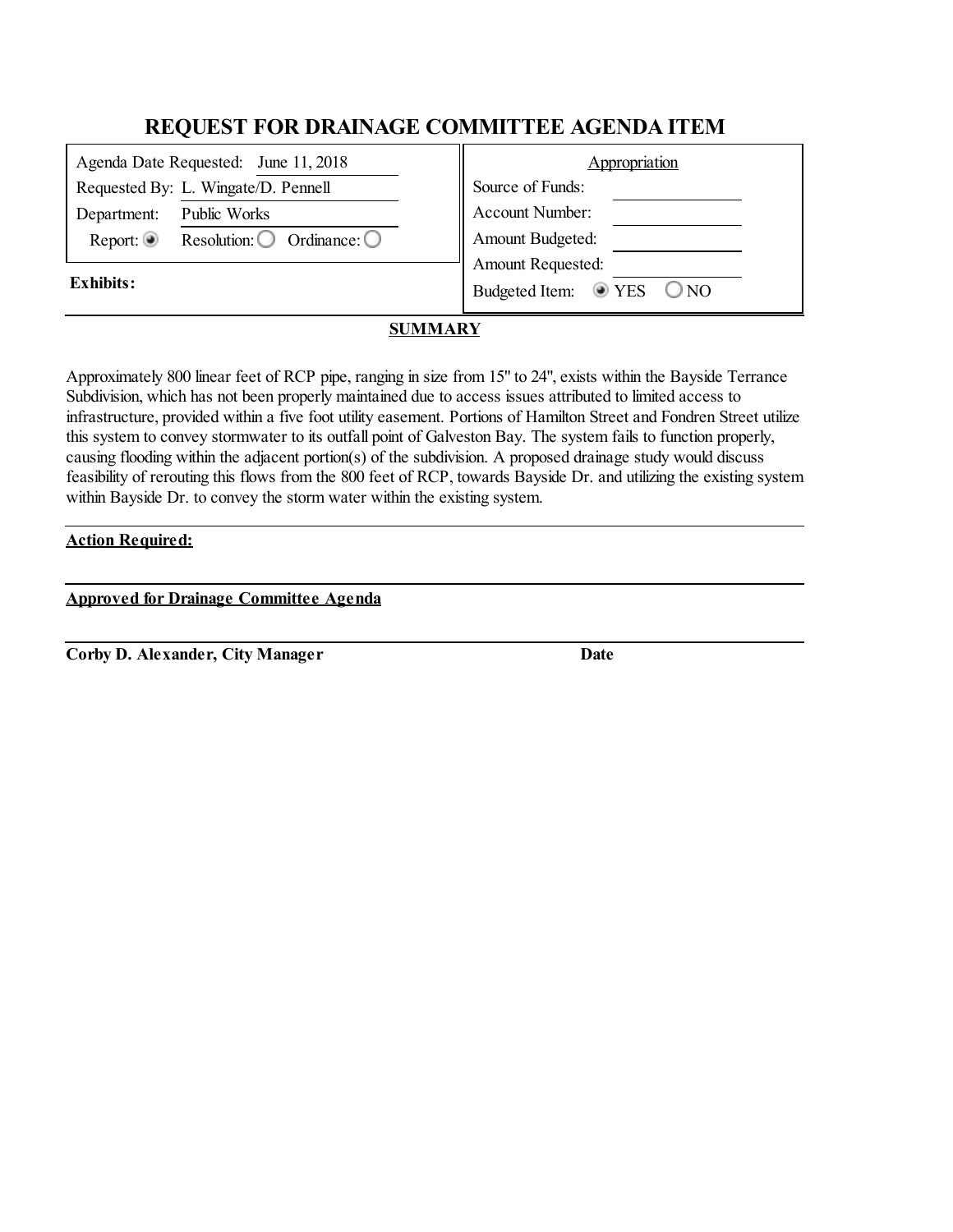# REQUEST FOR DRAINAGE COMMITTEE AGENDA ITEM

| | |
|---|---|
| Agenda Date Requested: June 11, 2018 | **Appropriation** |
| Requested By: L. Wingate/D. Pennell | Source of Funds: |
| Department: Public Works | Account Number: |
| Report: ◉ Resolution: ○ Ordinance: ○ | Amount Budgeted: |
| | Amount Requested: |
| **Exhibits:** | Budgeted Item: ◉ YES ○ NO |

**SUMMARY**

Approximately 800 linear feet of RCP pipe, ranging in size from 15" to 24", exists within the Bayside Terrance Subdivision, which has not been properly maintained due to access issues attributed to limited access to infrastructure, provided within a five foot utility easement. Portions of Hamilton Street and Fondren Street utilize this system to convey stormwater to its outfall point of Galveston Bay. The system fails to function properly, causing flooding within the adjacent portion(s) of the subdivision. A proposed drainage study would discuss feasibility of rerouting this flows from the 800 feet of RCP, towards Bayside Dr. and utilizing the existing system within Bayside Dr. to convey the storm water within the existing system.

**Action Required:**

**Approved for Drainage Committee Agenda**

**Corby D. Alexander, City Manager** **Date**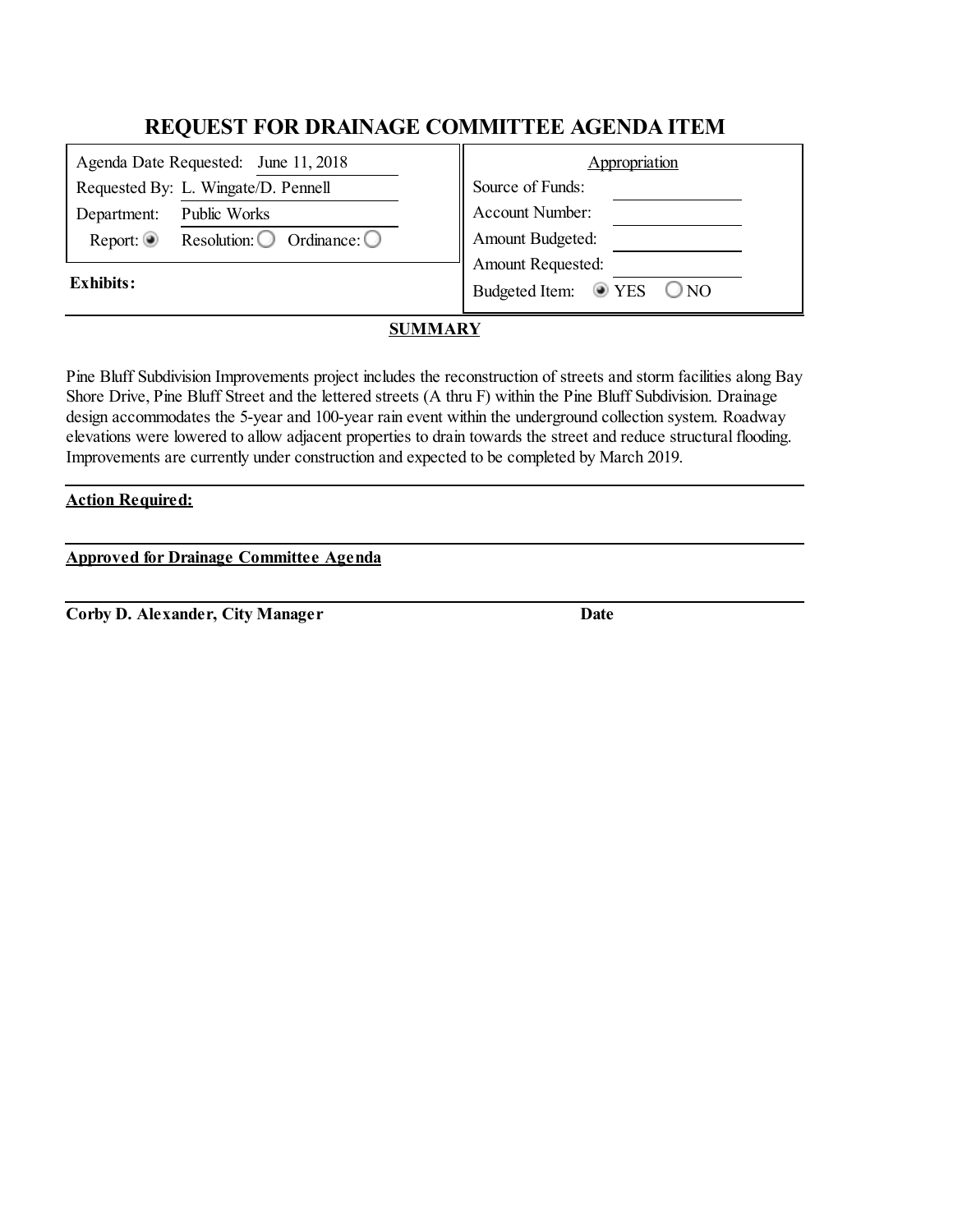# REQUEST FOR DRAINAGE COMMITTEE AGENDA ITEM

| | |
|---|---|
| Agenda Date Requested: June 11, 2018 | **Appropriation** |
| Requested By: L. Wingate/D. Pennell | Source of Funds: |
| Department: Public Works | Account Number: |
| Report: ◉ Resolution: ○ Ordinance: ○ | Amount Budgeted: |
| | Amount Requested: |
| **Exhibits:** | Budgeted Item: ◉ YES ○ NO |

**SUMMARY**

Pine Bluff Subdivision Improvements project includes the reconstruction of streets and storm facilities along Bay Shore Drive, Pine Bluff Street and the lettered streets (A thru F) within the Pine Bluff Subdivision. Drainage design accommodates the 5-year and 100-year rain event within the underground collection system. Roadway elevations were lowered to allow adjacent properties to drain towards the street and reduce structural flooding. Improvements are currently under construction and expected to be completed by March 2019.

**Action Required:**

**Approved for Drainage Committee Agenda**

**Corby D. Alexander, City Manager** **Date**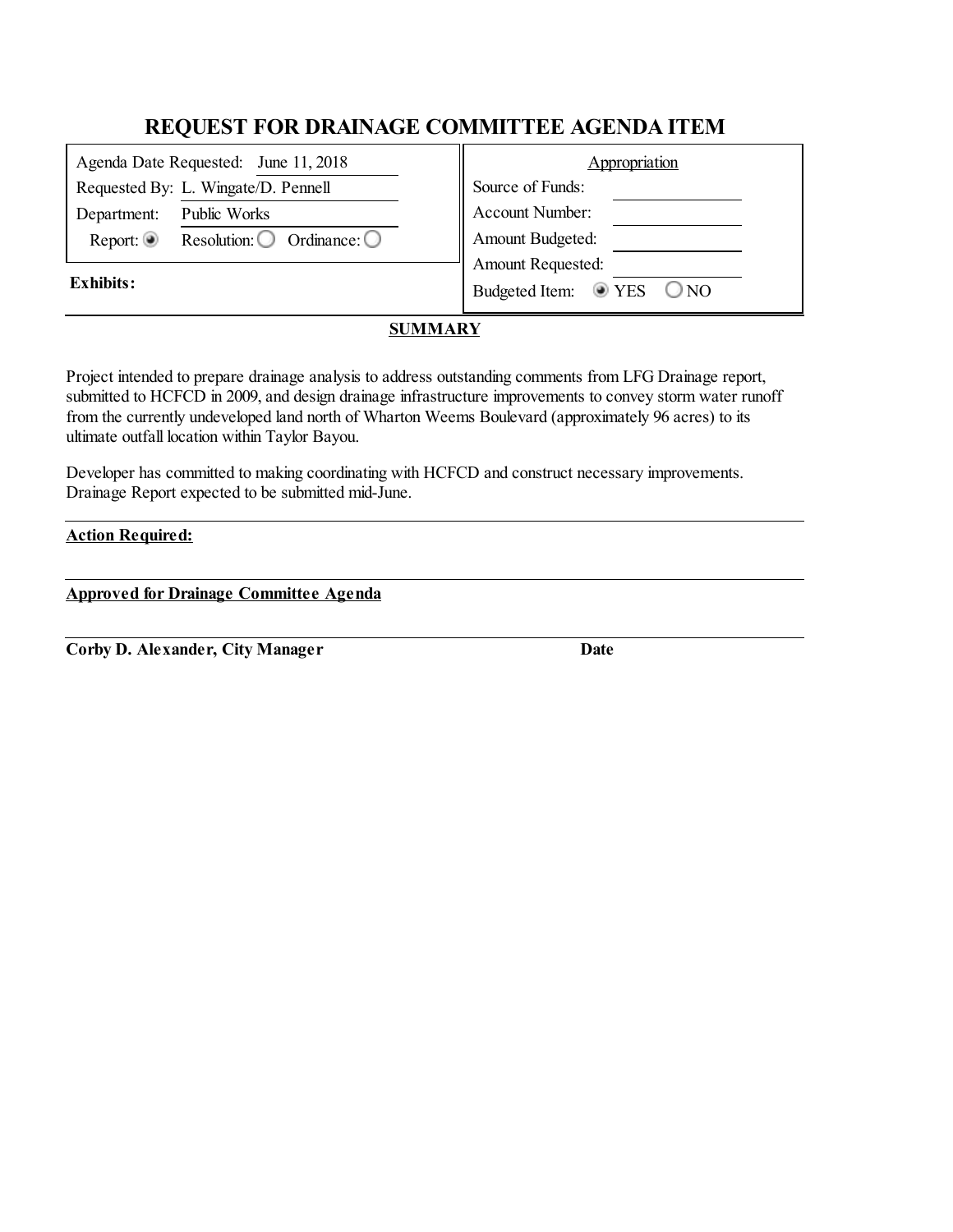# REQUEST FOR DRAINAGE COMMITTEE AGENDA ITEM

| | |
|---|---|
| Agenda Date Requested: June 11, 2018 | **Appropriation** |
| Requested By: L. Wingate/D. Pennell | Source of Funds: |
| Department: Public Works | Account Number: |
| Report: ◉ Resolution: ○ Ordinance: ○ | Amount Budgeted: |
| | Amount Requested: |
| **Exhibits:** | Budgeted Item: ◉ YES ○ NO |

**SUMMARY**

Project intended to prepare drainage analysis to address outstanding comments from LFG Drainage report, submitted to HCFCD in 2009, and design drainage infrastructure improvements to convey storm water runoff from the currently undeveloped land north of Wharton Weems Boulevard (approximately 96 acres) to its ultimate outfall location within Taylor Bayou.

Developer has committed to making coordinating with HCFCD and construct necessary improvements. Drainage Report expected to be submitted mid-June.

**Action Required:**

**Approved for Drainage Committee Agenda**

**Corby D. Alexander, City Manager** **Date**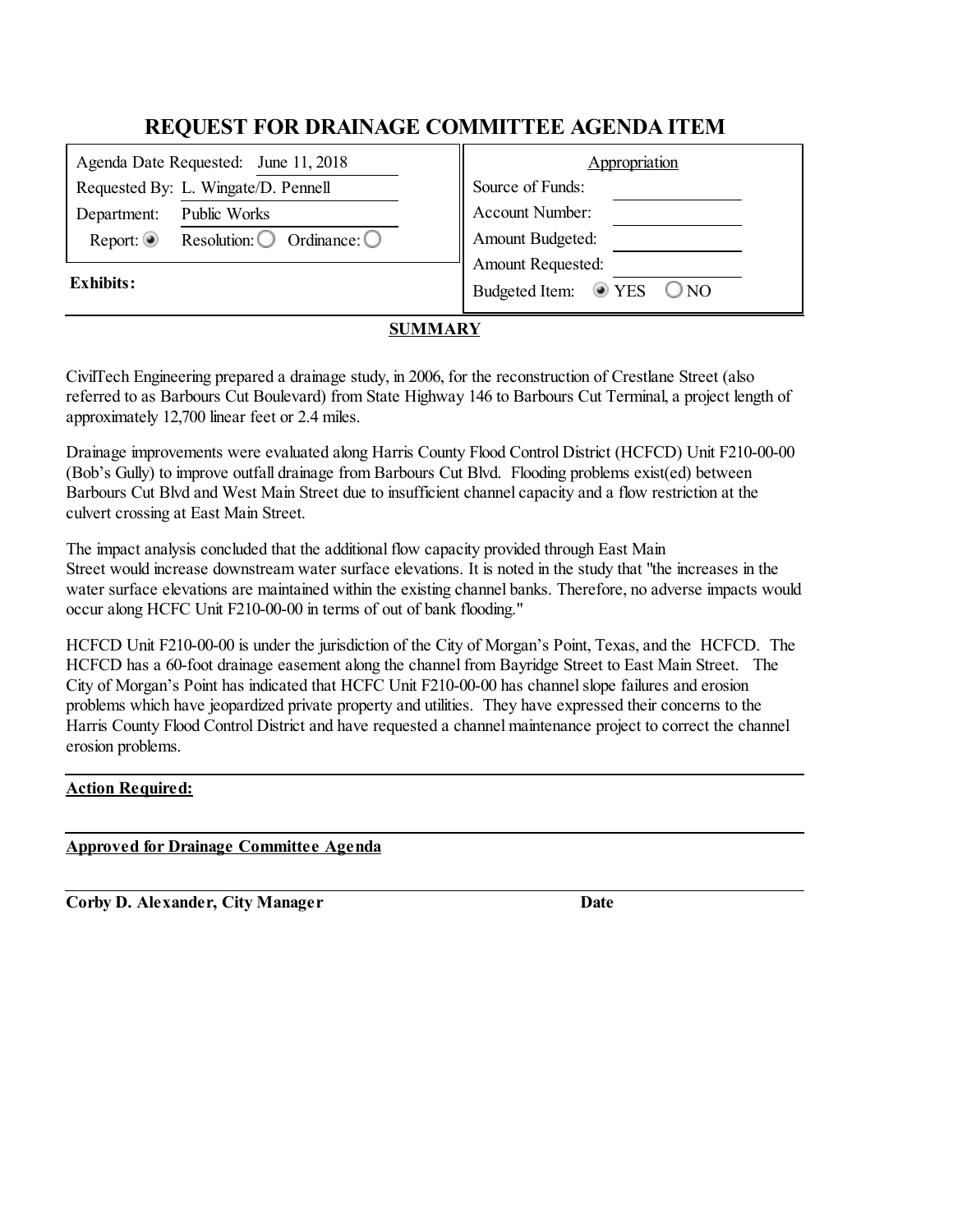# REQUEST FOR DRAINAGE COMMITTEE AGENDA ITEM

| | |
|---|---|
| Agenda Date Requested: June 11, 2018 | **Appropriation** |
| Requested By: L. Wingate/D. Pennell | Source of Funds: |
| Department: Public Works | Account Number: |
| Report: ◉ Resolution: ○ Ordinance: ○ | Amount Budgeted: |
| | Amount Requested: |
| **Exhibits:** | Budgeted Item: ◉ YES ○ NO |

## SUMMARY

CivilTech Engineering prepared a drainage study, in 2006, for the reconstruction of Crestlane Street (also referred to as Barbours Cut Boulevard) from State Highway 146 to Barbours Cut Terminal, a project length of approximately 12,700 linear feet or 2.4 miles.

Drainage improvements were evaluated along Harris County Flood Control District (HCFCD) Unit F210-00-00 (Bob's Gully) to improve outfall drainage from Barbours Cut Blvd. Flooding problems exist(ed) between Barbours Cut Blvd and West Main Street due to insufficient channel capacity and a flow restriction at the culvert crossing at East Main Street.

The impact analysis concluded that the additional flow capacity provided through East Main Street would increase downstream water surface elevations. It is noted in the study that "the increases in the water surface elevations are maintained within the existing channel banks. Therefore, no adverse impacts would occur along HCFC Unit F210-00-00 in terms of out of bank flooding."

HCFCD Unit F210-00-00 is under the jurisdiction of the City of Morgan's Point, Texas, and the HCFCD. The HCFCD has a 60-foot drainage easement along the channel from Bayridge Street to East Main Street. The City of Morgan's Point has indicated that HCFC Unit F210-00-00 has channel slope failures and erosion problems which have jeopardized private property and utilities. They have expressed their concerns to the Harris County Flood Control District and have requested a channel maintenance project to correct the channel erosion problems.

**Action Required:**

**Approved for Drainage Committee Agenda**

**Corby D. Alexander, City Manager** **Date**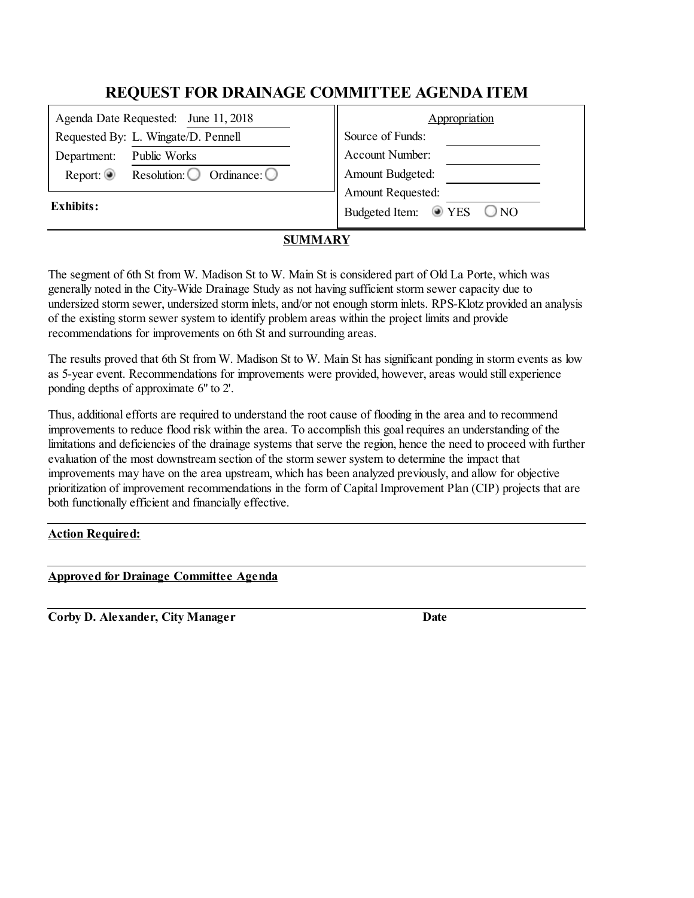# REQUEST FOR DRAINAGE COMMITTEE AGENDA ITEM

| | |
|---|---|
| Agenda Date Requested: June 11, 2018 | **Appropriation** |
| Requested By: L. Wingate/D. Pennell | Source of Funds: |
| Department: Public Works | Account Number: |
| Report: ◉ Resolution: ◯ Ordinance: ◯ | Amount Budgeted: |
| | Amount Requested: |
| **Exhibits:** | Budgeted Item: ◉ YES ◯ NO |

## SUMMARY

The segment of 6th St from W. Madison St to W. Main St is considered part of Old La Porte, which was generally noted in the City-Wide Drainage Study as not having sufficient storm sewer capacity due to undersized storm sewer, undersized storm inlets, and/or not enough storm inlets. RPS-Klotz provided an analysis of the existing storm sewer system to identify problem areas within the project limits and provide recommendations for improvements on 6th St and surrounding areas.

The results proved that 6th St from W. Madison St to W. Main St has significant ponding in storm events as low as 5-year event. Recommendations for improvements were provided, however, areas would still experience ponding depths of approximate 6" to 2'.

Thus, additional efforts are required to understand the root cause of flooding in the area and to recommend improvements to reduce flood risk within the area. To accomplish this goal requires an understanding of the limitations and deficiencies of the drainage systems that serve the region, hence the need to proceed with further evaluation of the most downstream section of the storm sewer system to determine the impact that improvements may have on the area upstream, which has been analyzed previously, and allow for objective prioritization of improvement recommendations in the form of Capital Improvement Plan (CIP) projects that are both functionally efficient and financially effective.

**Action Required:**

**Approved for Drainage Committee Agenda**

**Corby D. Alexander, City Manager** **Date**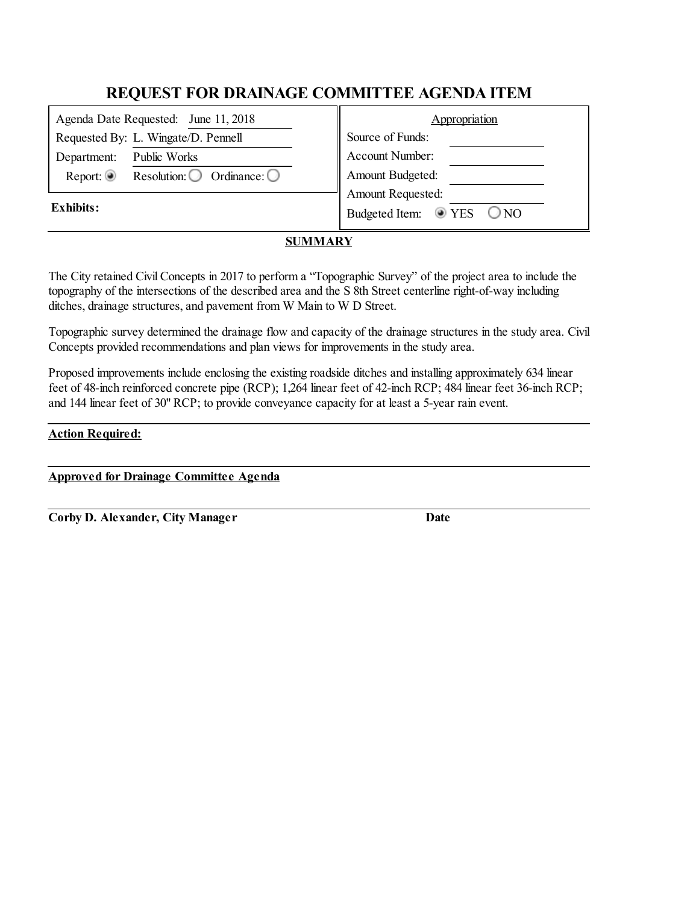# REQUEST FOR DRAINAGE COMMITTEE AGENDA ITEM

| | |
|---|---|
| Agenda Date Requested: June 11, 2018 | **Appropriation** |
| Requested By: L. Wingate/D. Pennell | Source of Funds: |
| Department: Public Works | Account Number: |
| Report: ◉ Resolution: ○ Ordinance: ○ | Amount Budgeted: |
| | Amount Requested: |
| **Exhibits:** | Budgeted Item: ◉ YES ○ NO |

## SUMMARY

The City retained Civil Concepts in 2017 to perform a "Topographic Survey" of the project area to include the topography of the intersections of the described area and the S 8th Street centerline right-of-way including ditches, drainage structures, and pavement from W Main to W D Street.

Topographic survey determined the drainage flow and capacity of the drainage structures in the study area. Civil Concepts provided recommendations and plan views for improvements in the study area.

Proposed improvements include enclosing the existing roadside ditches and installing approximately 634 linear feet of 48-inch reinforced concrete pipe (RCP); 1,264 linear feet of 42-inch RCP; 484 linear feet 36-inch RCP; and 144 linear feet of 30" RCP; to provide conveyance capacity for at least a 5-year rain event.

**Action Required:**

**Approved for Drainage Committee Agenda**

**Corby D. Alexander, City Manager** **Date**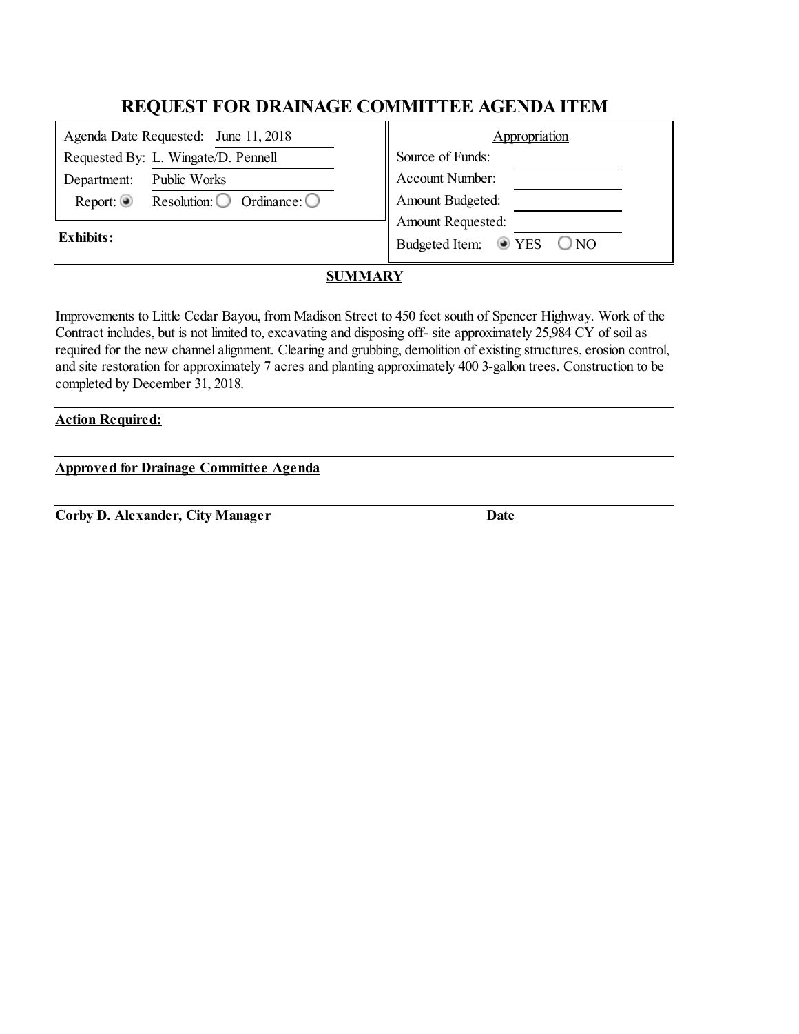# REQUEST FOR DRAINAGE COMMITTEE AGENDA ITEM

| | |
|---|---|
| Agenda Date Requested: June 11, 2018 | **Appropriation** |
| Requested By: L. Wingate/D. Pennell | Source of Funds: |
| Department: Public Works | Account Number: |
| Report: ◉ Resolution: ○ Ordinance: ○ | Amount Budgeted: |
| | Amount Requested: |
| **Exhibits:** | Budgeted Item: ◉ YES ○ NO |

**SUMMARY**

Improvements to Little Cedar Bayou, from Madison Street to 450 feet south of Spencer Highway. Work of the Contract includes, but is not limited to, excavating and disposing off- site approximately 25,984 CY of soil as required for the new channel alignment. Clearing and grubbing, demolition of existing structures, erosion control, and site restoration for approximately 7 acres and planting approximately 400 3-gallon trees. Construction to be completed by December 31, 2018.

**Action Required:**

**Approved for Drainage Committee Agenda**

**Corby D. Alexander, City Manager** **Date**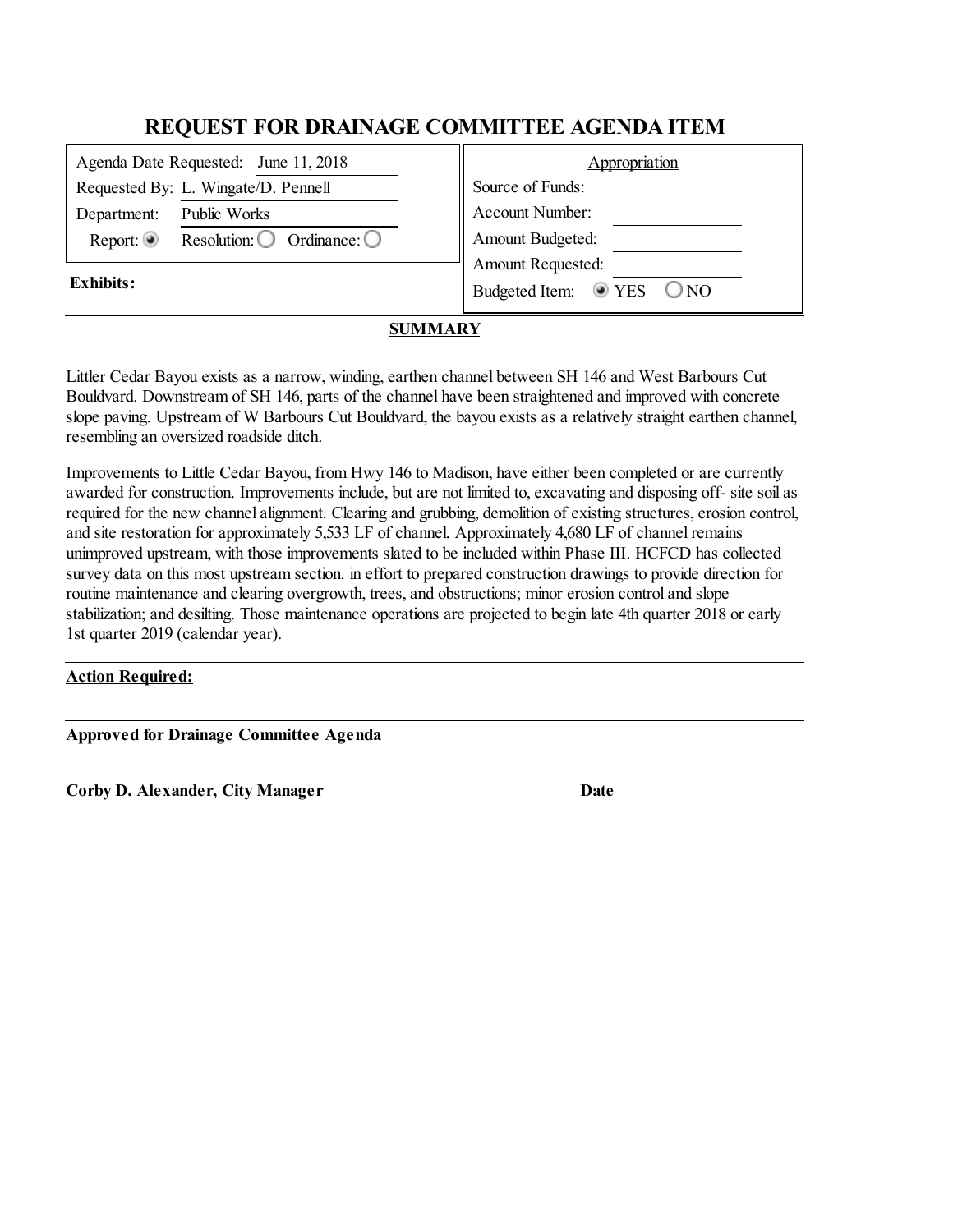# REQUEST FOR DRAINAGE COMMITTEE AGENDA ITEM

| | |
|---|---|
| Agenda Date Requested: June 11, 2018 | **Appropriation** |
| Requested By: L. Wingate/D. Pennell | Source of Funds: |
| Department: Public Works | Account Number: |
| Report: ◉ Resolution: ○ Ordinance: ○ | Amount Budgeted: |
| | Amount Requested: |
| **Exhibits:** | Budgeted Item: ◉ YES ○ NO |

## SUMMARY

Littler Cedar Bayou exists as a narrow, winding, earthen channel between SH 146 and West Barbours Cut Bouldvard. Downstream of SH 146, parts of the channel have been straightened and improved with concrete slope paving. Upstream of W Barbours Cut Bouldvard, the bayou exists as a relatively straight earthen channel, resembling an oversized roadside ditch.

Improvements to Little Cedar Bayou, from Hwy 146 to Madison, have either been completed or are currently awarded for construction. Improvements include, but are not limited to, excavating and disposing off- site soil as required for the new channel alignment. Clearing and grubbing, demolition of existing structures, erosion control, and site restoration for approximately 5,533 LF of channel. Approximately 4,680 LF of channel remains unimproved upstream, with those improvements slated to be included within Phase III. HCFCD has collected survey data on this most upstream section. in effort to prepared construction drawings to provide direction for routine maintenance and clearing overgrowth, trees, and obstructions; minor erosion control and slope stabilization; and desilting. Those maintenance operations are projected to begin late 4th quarter 2018 or early 1st quarter 2019 (calendar year).

**Action Required:**

**Approved for Drainage Committee Agenda**

**Corby D. Alexander, City Manager** **Date**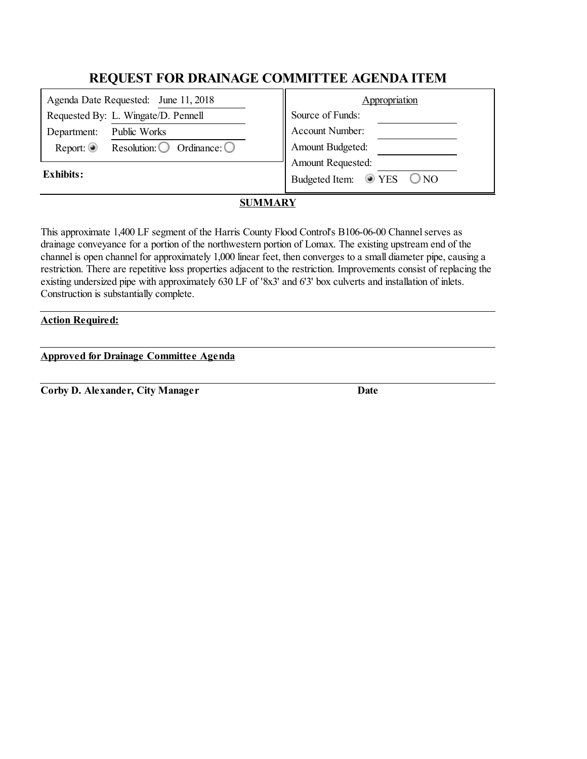# REQUEST FOR DRAINAGE COMMITTEE AGENDA ITEM

| | |
|---|---|
| Agenda Date Requested: June 11, 2018 | **Appropriation** |
| Requested By: L. Wingate/D. Pennell | Source of Funds: |
| Department: Public Works | Account Number: |
| Report: ◉ Resolution: ○ Ordinance: ○ | Amount Budgeted: |
| | Amount Requested: |
| **Exhibits:** | Budgeted Item: ◉ YES ○ NO |

## SUMMARY

This approximate 1,400 LF segment of the Harris County Flood Control's B106-06-00 Channel serves as drainage conveyance for a portion of the northwestern portion of Lomax. The existing upstream end of the channel is open channel for approximately 1,000 linear feet, then converges to a small diameter pipe, causing a restriction. There are repetitive loss properties adjacent to the restriction. Improvements consist of replacing the existing undersized pipe with approximately 630 LF of '8x3' and 6'3' box culverts and installation of inlets. Construction is substantially complete.

**Action Required:**

**Approved for Drainage Committee Agenda**

**Corby D. Alexander, City Manager** **Date**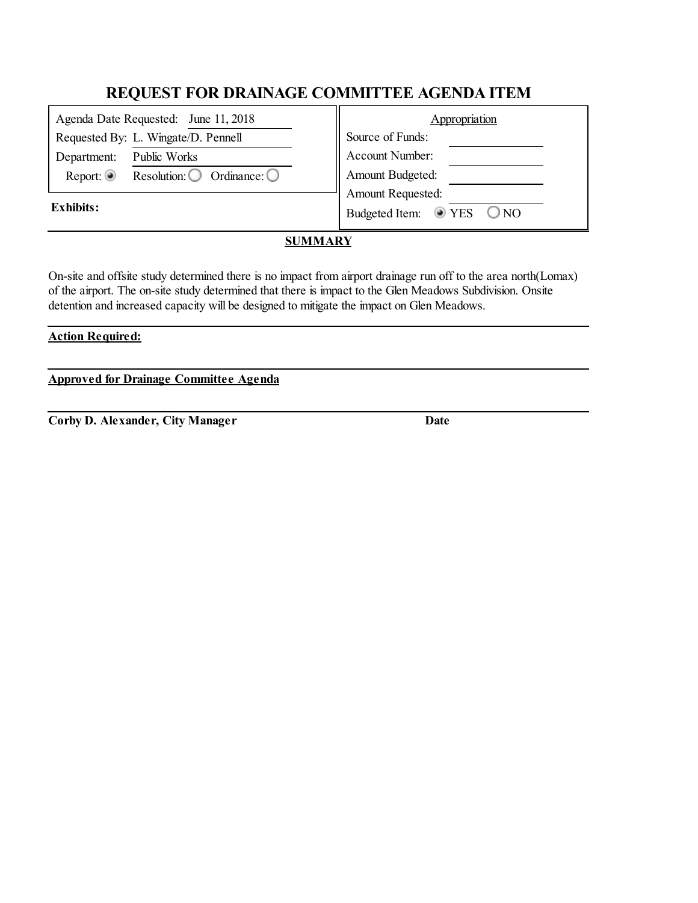# REQUEST FOR DRAINAGE COMMITTEE AGENDA ITEM

| | |
|---|---|
| Agenda Date Requested: June 11, 2018 | **Appropriation** |
| Requested By: L. Wingate/D. Pennell | Source of Funds: |
| Department: Public Works | Account Number: |
| Report: ◉ Resolution: ○ Ordinance: ○ | Amount Budgeted: |
| | Amount Requested: |
| **Exhibits:** | Budgeted Item: ◉ YES ○ NO |

## SUMMARY

On-site and offsite study determined there is no impact from airport drainage run off to the area north(Lomax) of the airport. The on-site study determined that there is impact to the Glen Meadows Subdivision. Onsite detention and increased capacity will be designed to mitigate the impact on Glen Meadows.

**Action Required:**

**Approved for Drainage Committee Agenda**

**Corby D. Alexander, City Manager** **Date**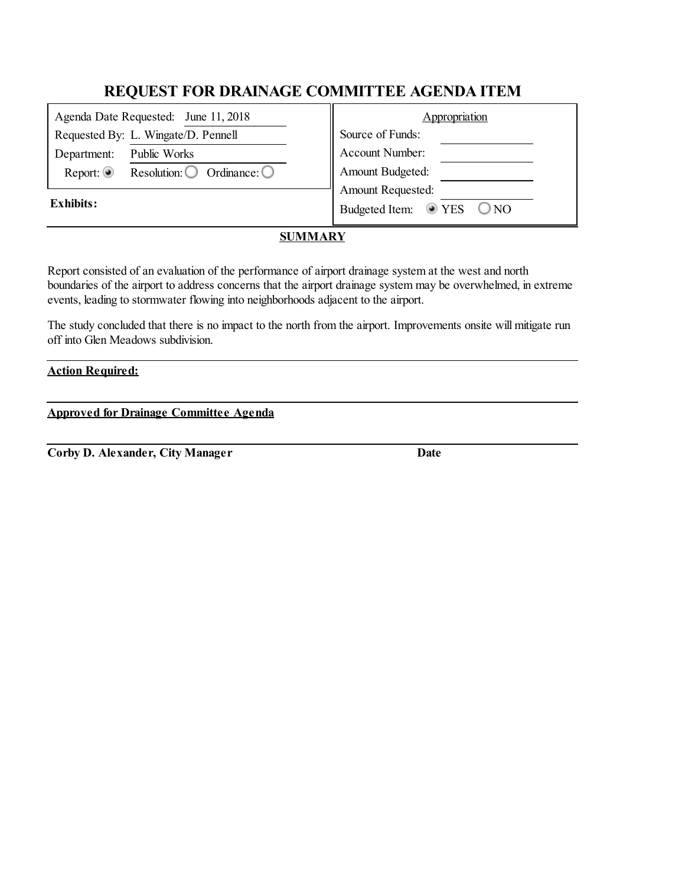# REQUEST FOR DRAINAGE COMMITTEE AGENDA ITEM

| | |
|---|---|
| Agenda Date Requested: June 11, 2018 | **Appropriation** |
| Requested By: L. Wingate/D. Pennell | Source of Funds: |
| Department: Public Works | Account Number: |
| Report: ◉ Resolution: ○ Ordinance: ○ | Amount Budgeted: |
| | Amount Requested: |
| **Exhibits:** | Budgeted Item: ◉ YES ○ NO |

## SUMMARY

Report consisted of an evaluation of the performance of airport drainage system at the west and north boundaries of the airport to address concerns that the airport drainage system may be overwhelmed, in extreme events, leading to stormwater flowing into neighborhoods adjacent to the airport.

The study concluded that there is no impact to the north from the airport. Improvements onsite will mitigate run off into Glen Meadows subdivision.

**Action Required:**

**Approved for Drainage Committee Agenda**

**Corby D. Alexander, City Manager** **Date**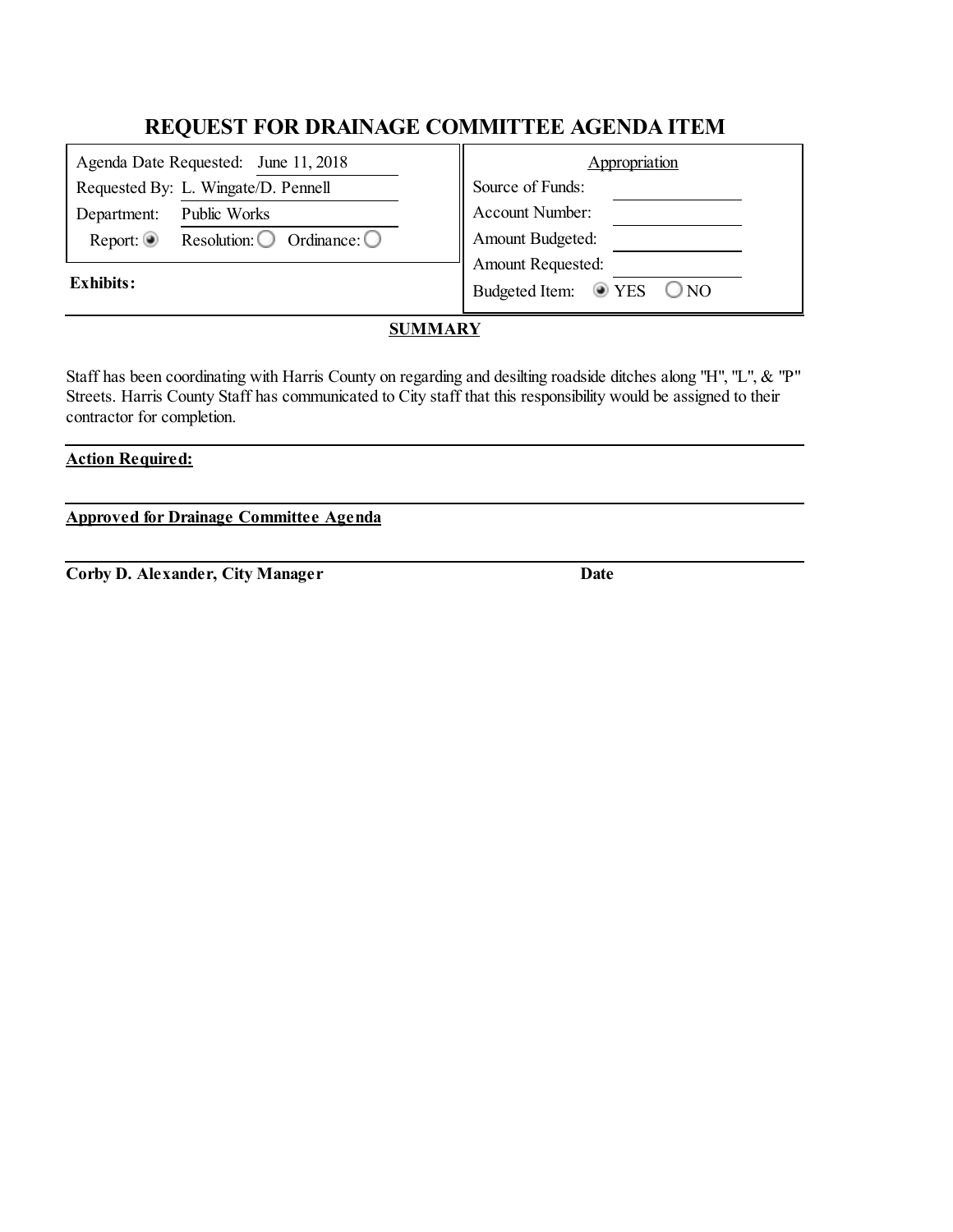# REQUEST FOR DRAINAGE COMMITTEE AGENDA ITEM

| | |
|---|---|
| Agenda Date Requested: June 11, 2018 | **Appropriation** |
| Requested By: L. Wingate/D. Pennell | Source of Funds: |
| Department: Public Works | Account Number: |
| Report: ◉ Resolution: ○ Ordinance: ○ | Amount Budgeted: |
| | Amount Requested: |
| **Exhibits:** | Budgeted Item: ◉ YES ○ NO |

**SUMMARY**

Staff has been coordinating with Harris County on regarding and desilting roadside ditches along "H", "L", & "P" Streets. Harris County Staff has communicated to City staff that this responsibility would be assigned to their contractor for completion.

**Action Required:**

**Approved for Drainage Committee Agenda**

**Corby D. Alexander, City Manager** **Date**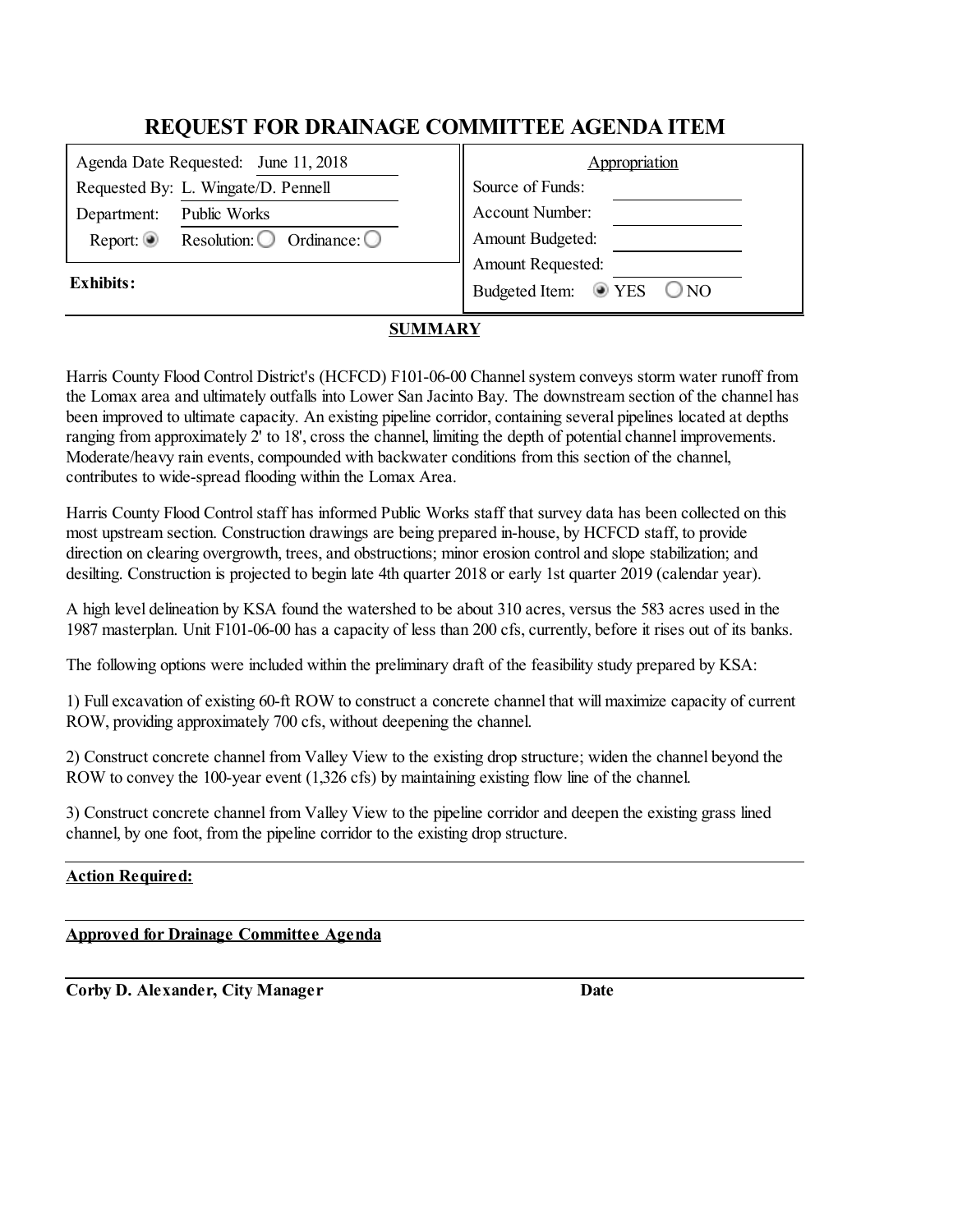# REQUEST FOR DRAINAGE COMMITTEE AGENDA ITEM

| | |
|---|---|
| Agenda Date Requested: June 11, 2018 | **Appropriation** |
| Requested By: L. Wingate/D. Pennell | Source of Funds: |
| Department: Public Works | Account Number: |
| Report: ◉ Resolution: ○ Ordinance: ○ | Amount Budgeted: |
| | Amount Requested: |
| **Exhibits:** | Budgeted Item: ◉ YES ○ NO |

## SUMMARY

Harris County Flood Control District's (HCFCD) F101-06-00 Channel system conveys storm water runoff from the Lomax area and ultimately outfalls into Lower San Jacinto Bay. The downstream section of the channel has been improved to ultimate capacity. An existing pipeline corridor, containing several pipelines located at depths ranging from approximately 2' to 18', cross the channel, limiting the depth of potential channel improvements. Moderate/heavy rain events, compounded with backwater conditions from this section of the channel, contributes to wide-spread flooding within the Lomax Area.

Harris County Flood Control staff has informed Public Works staff that survey data has been collected on this most upstream section. Construction drawings are being prepared in-house, by HCFCD staff, to provide direction on clearing overgrowth, trees, and obstructions; minor erosion control and slope stabilization; and desilting. Construction is projected to begin late 4th quarter 2018 or early 1st quarter 2019 (calendar year).

A high level delineation by KSA found the watershed to be about 310 acres, versus the 583 acres used in the 1987 masterplan. Unit F101-06-00 has a capacity of less than 200 cfs, currently, before it rises out of its banks.

The following options were included within the preliminary draft of the feasibility study prepared by KSA:

1) Full excavation of existing 60-ft ROW to construct a concrete channel that will maximize capacity of current ROW, providing approximately 700 cfs, without deepening the channel.

2) Construct concrete channel from Valley View to the existing drop structure; widen the channel beyond the ROW to convey the 100-year event (1,326 cfs) by maintaining existing flow line of the channel.

3) Construct concrete channel from Valley View to the pipeline corridor and deepen the existing grass lined channel, by one foot, from the pipeline corridor to the existing drop structure.

**Action Required:**

**Approved for Drainage Committee Agenda**

**Corby D. Alexander, City Manager** **Date**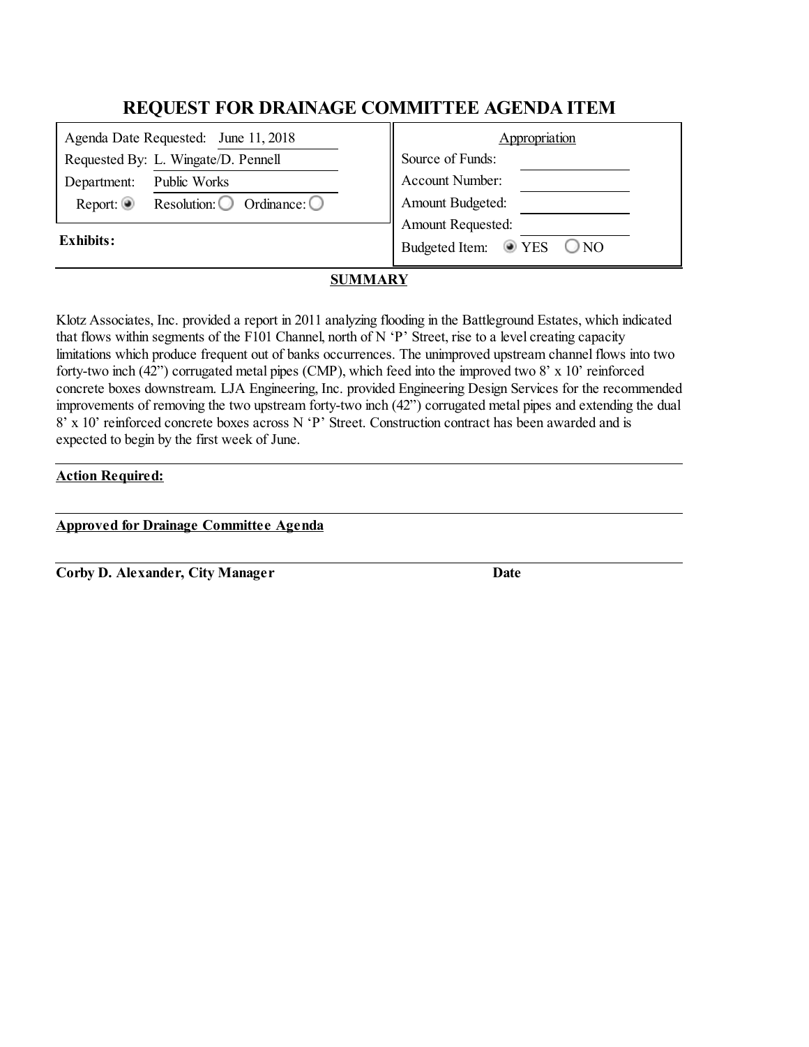# REQUEST FOR DRAINAGE COMMITTEE AGENDA ITEM

| | |
|---|---|
| Agenda Date Requested: June 11, 2018 | Appropriation |
| Requested By: L. Wingate/D. Pennell | Source of Funds: |
| Department: Public Works | Account Number: |
| Report: ◉ Resolution: ○ Ordinance: ○ | Amount Budgeted: |
| | Amount Requested: |
| **Exhibits:** | Budgeted Item: ◉ YES ○ NO |

## SUMMARY

Klotz Associates, Inc. provided a report in 2011 analyzing flooding in the Battleground Estates, which indicated that flows within segments of the F101 Channel, north of N 'P' Street, rise to a level creating capacity limitations which produce frequent out of banks occurrences. The unimproved upstream channel flows into two forty-two inch (42") corrugated metal pipes (CMP), which feed into the improved two 8' x 10' reinforced concrete boxes downstream. LJA Engineering, Inc. provided Engineering Design Services for the recommended improvements of removing the two upstream forty-two inch (42") corrugated metal pipes and extending the dual 8' x 10' reinforced concrete boxes across N 'P' Street. Construction contract has been awarded and is expected to begin by the first week of June.

**Action Required:**

**Approved for Drainage Committee Agenda**

**Corby D. Alexander, City Manager** **Date**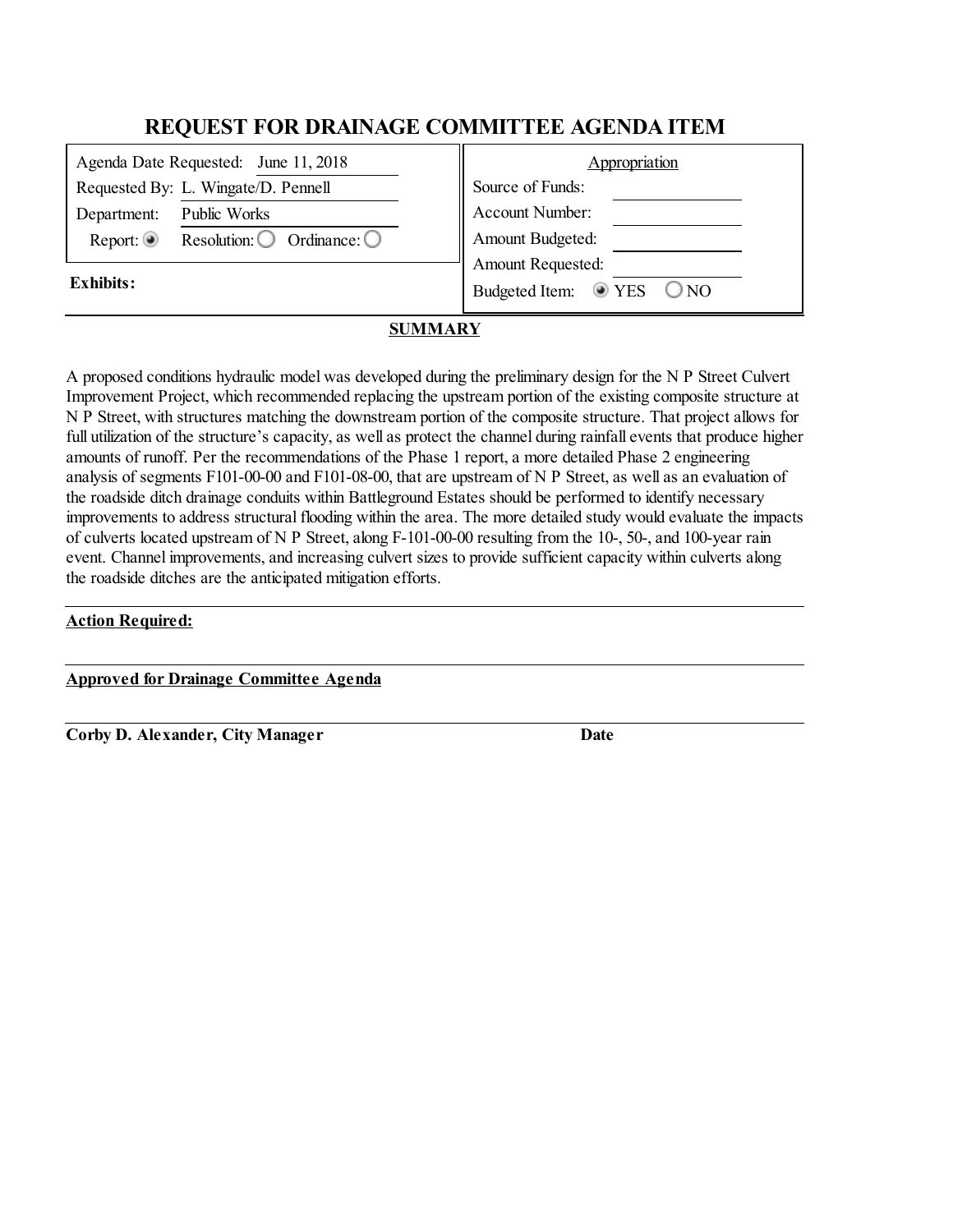# REQUEST FOR DRAINAGE COMMITTEE AGENDA ITEM

| | |
|---|---|
| Agenda Date Requested: June 11, 2018 | **Appropriation** |
| Requested By: L. Wingate/D. Pennell | Source of Funds: |
| Department: Public Works | Account Number: |
| Report: ◉ Resolution: ○ Ordinance: ○ | Amount Budgeted: |
| | Amount Requested: |
| **Exhibits:** | Budgeted Item: ◉ YES ○ NO |

**SUMMARY**

A proposed conditions hydraulic model was developed during the preliminary design for the N P Street Culvert Improvement Project, which recommended replacing the upstream portion of the existing composite structure at N P Street, with structures matching the downstream portion of the composite structure. That project allows for full utilization of the structure's capacity, as well as protect the channel during rainfall events that produce higher amounts of runoff. Per the recommendations of the Phase 1 report, a more detailed Phase 2 engineering analysis of segments F101-00-00 and F101-08-00, that are upstream of N P Street, as well as an evaluation of the roadside ditch drainage conduits within Battleground Estates should be performed to identify necessary improvements to address structural flooding within the area. The more detailed study would evaluate the impacts of culverts located upstream of N P Street, along F-101-00-00 resulting from the 10-, 50-, and 100-year rain event. Channel improvements, and increasing culvert sizes to provide sufficient capacity within culverts along the roadside ditches are the anticipated mitigation efforts.

**Action Required:**

**Approved for Drainage Committee Agenda**

**Corby D. Alexander, City Manager** **Date**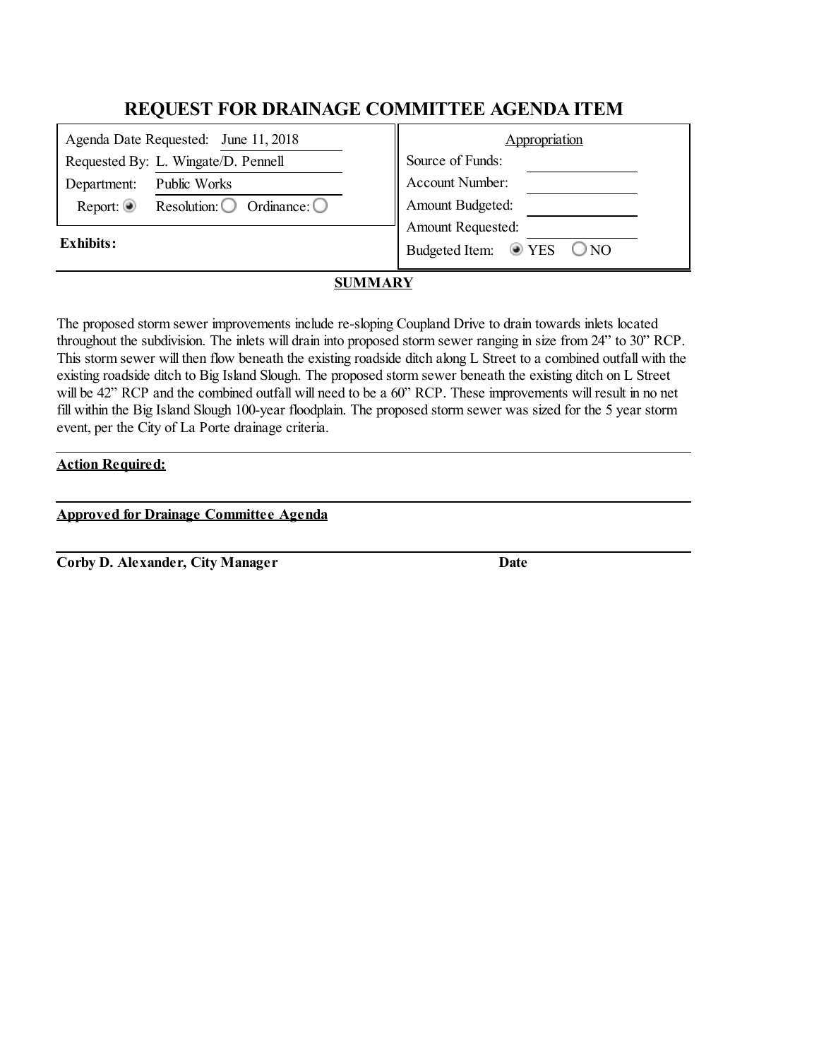# REQUEST FOR DRAINAGE COMMITTEE AGENDA ITEM

| | |
|---|---|
| Agenda Date Requested: June 11, 2018 | **Appropriation** |
| Requested By: L. Wingate/D. Pennell | Source of Funds: |
| Department: Public Works | Account Number: |
| Report: ◉ Resolution: ○ Ordinance: ○ | Amount Budgeted: |
| | Amount Requested: |
| **Exhibits:** | Budgeted Item: ◉ YES ○ NO |

**SUMMARY**

The proposed storm sewer improvements include re-sloping Coupland Drive to drain towards inlets located throughout the subdivision. The inlets will drain into proposed storm sewer ranging in size from 24" to 30" RCP. This storm sewer will then flow beneath the existing roadside ditch along L Street to a combined outfall with the existing roadside ditch to Big Island Slough. The proposed storm sewer beneath the existing ditch on L Street will be 42" RCP and the combined outfall will need to be a 60" RCP. These improvements will result in no net fill within the Big Island Slough 100-year floodplain. The proposed storm sewer was sized for the 5 year storm event, per the City of La Porte drainage criteria.

**Action Required:**

**Approved for Drainage Committee Agenda**

**Corby D. Alexander, City Manager** **Date**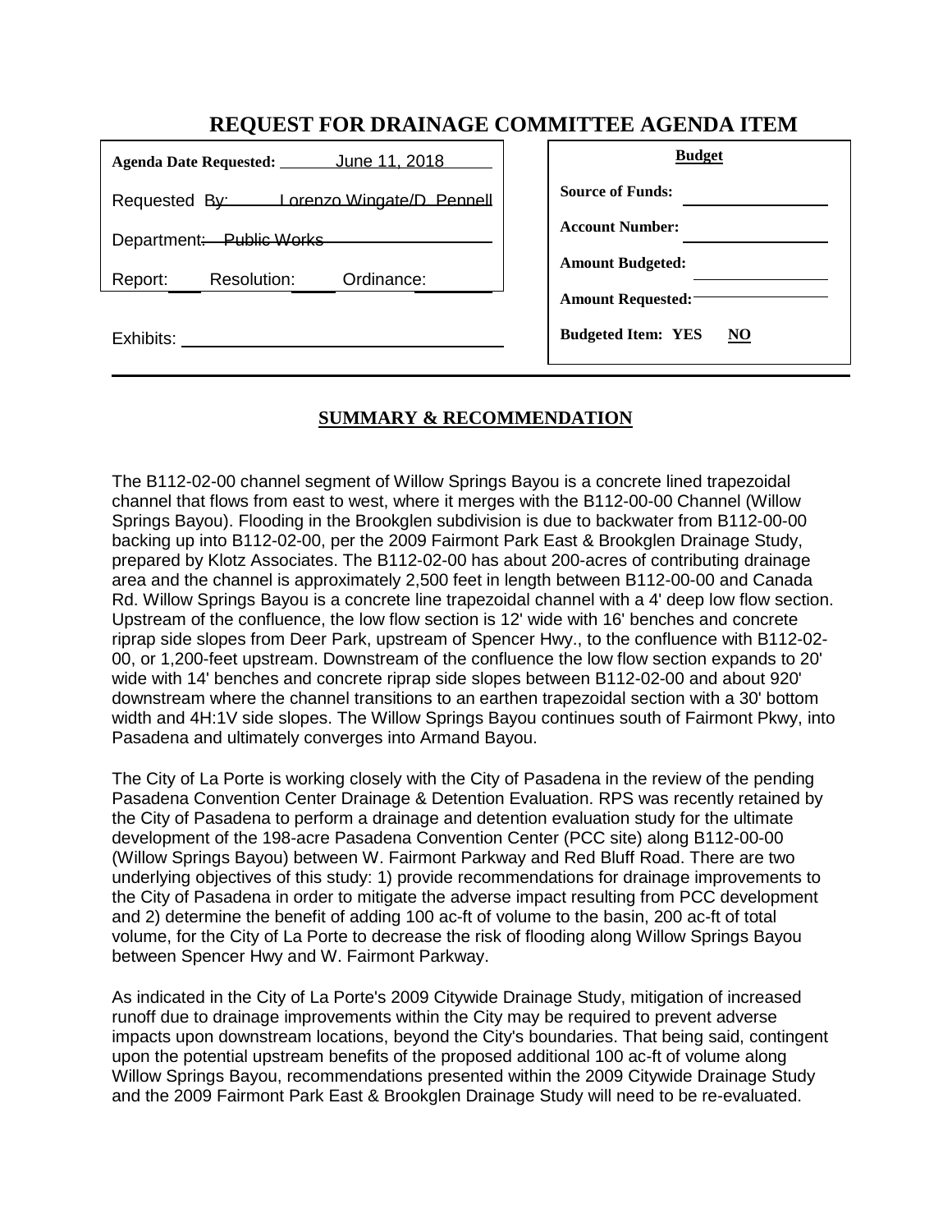# REQUEST FOR DRAINAGE COMMITTEE AGENDA ITEM

| | |
|---|---|
| **Agenda Date Requested:** June 11, 2018 | **Budget** |
| Requested By: Lorenzo Wingate/D. Pennell | **Source of Funds:** |
| Department: Public Works | **Account Number:** |
| Report: Resolution: Ordinance: | **Amount Budgeted:** |
| | **Amount Requested:** |
| Exhibits: | **Budgeted Item: YES NO** |

## SUMMARY & RECOMMENDATION

The B112-02-00 channel segment of Willow Springs Bayou is a concrete lined trapezoidal channel that flows from east to west, where it merges with the B112-00-00 Channel (Willow Springs Bayou). Flooding in the Brookglen subdivision is due to backwater from B112-00-00 backing up into B112-02-00, per the 2009 Fairmont Park East & Brookglen Drainage Study, prepared by Klotz Associates. The B112-02-00 has about 200-acres of contributing drainage area and the channel is approximately 2,500 feet in length between B112-00-00 and Canada Rd. Willow Springs Bayou is a concrete line trapezoidal channel with a 4' deep low flow section. Upstream of the confluence, the low flow section is 12' wide with 16' benches and concrete riprap side slopes from Deer Park, upstream of Spencer Hwy., to the confluence with B112-02-00, or 1,200-feet upstream. Downstream of the confluence the low flow section expands to 20' wide with 14' benches and concrete riprap side slopes between B112-02-00 and about 920' downstream where the channel transitions to an earthen trapezoidal section with a 30' bottom width and 4H:1V side slopes. The Willow Springs Bayou continues south of Fairmont Pkwy, into Pasadena and ultimately converges into Armand Bayou.

The City of La Porte is working closely with the City of Pasadena in the review of the pending Pasadena Convention Center Drainage & Detention Evaluation. RPS was recently retained by the City of Pasadena to perform a drainage and detention evaluation study for the ultimate development of the 198-acre Pasadena Convention Center (PCC site) along B112-00-00 (Willow Springs Bayou) between W. Fairmont Parkway and Red Bluff Road. There are two underlying objectives of this study: 1) provide recommendations for drainage improvements to the City of Pasadena in order to mitigate the adverse impact resulting from PCC development and 2) determine the benefit of adding 100 ac-ft of volume to the basin, 200 ac-ft of total volume, for the City of La Porte to decrease the risk of flooding along Willow Springs Bayou between Spencer Hwy and W. Fairmont Parkway.

As indicated in the City of La Porte's 2009 Citywide Drainage Study, mitigation of increased runoff due to drainage improvements within the City may be required to prevent adverse impacts upon downstream locations, beyond the City's boundaries. That being said, contingent upon the potential upstream benefits of the proposed additional 100 ac-ft of volume along Willow Springs Bayou, recommendations presented within the 2009 Citywide Drainage Study and the 2009 Fairmont Park East & Brookglen Drainage Study will need to be re-evaluated.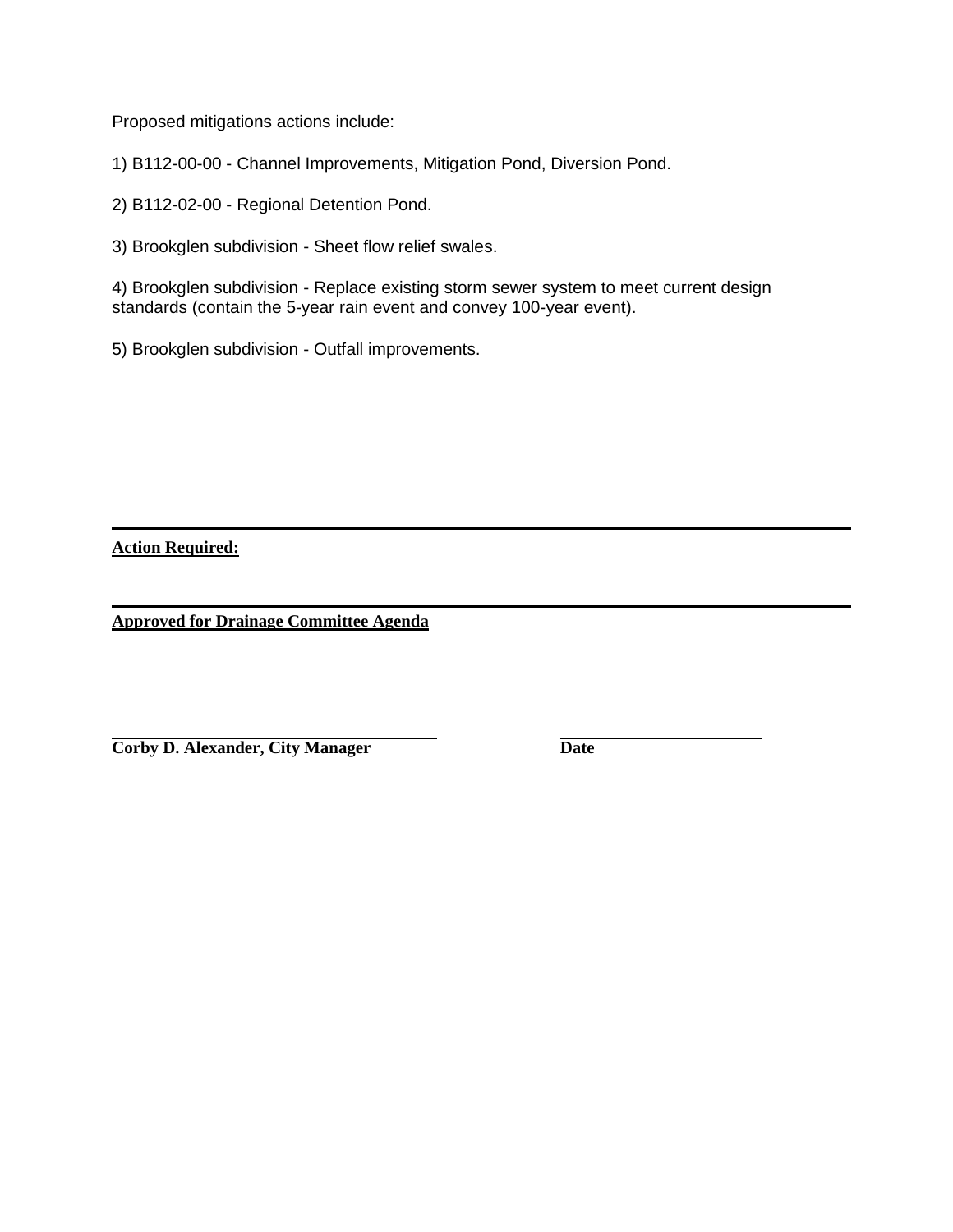Proposed mitigations actions include:

1) B112-00-00 - Channel Improvements, Mitigation Pond, Diversion Pond.

2) B112-02-00 - Regional Detention Pond.

3) Brookglen subdivision - Sheet flow relief swales.

4) Brookglen subdivision - Replace existing storm sewer system to meet current design standards (contain the 5-year rain event and convey 100-year event).

5) Brookglen subdivision - Outfall improvements.

---

**Action Required:**

---

**Approved for Drainage Committee Agenda**

______________________________ ______________________

**Corby D. Alexander, City Manager** **Date**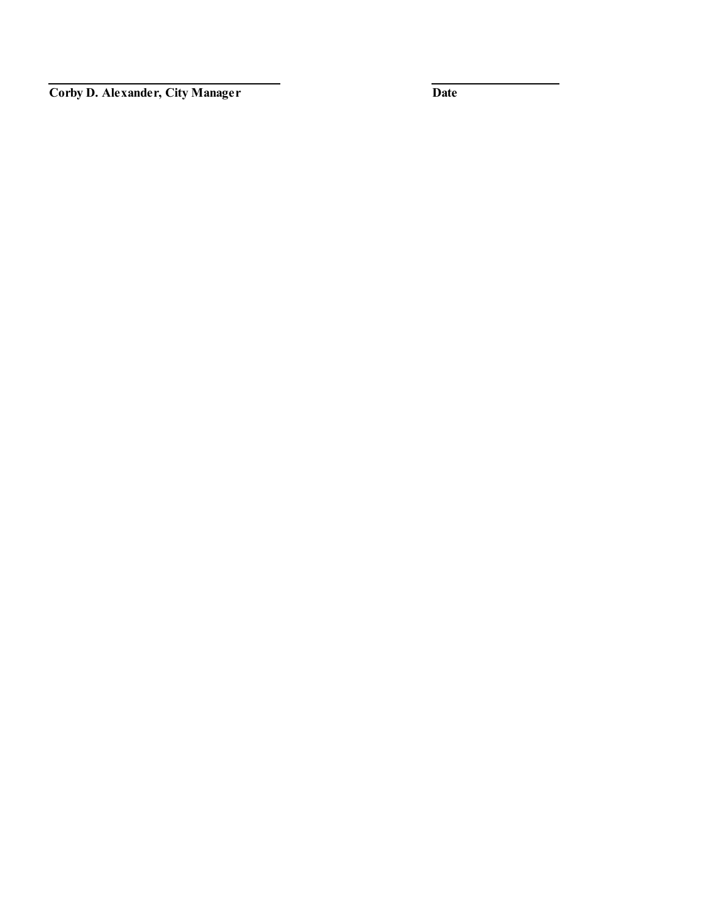______________________________ ______________

**Corby D. Alexander, City Manager** **Date**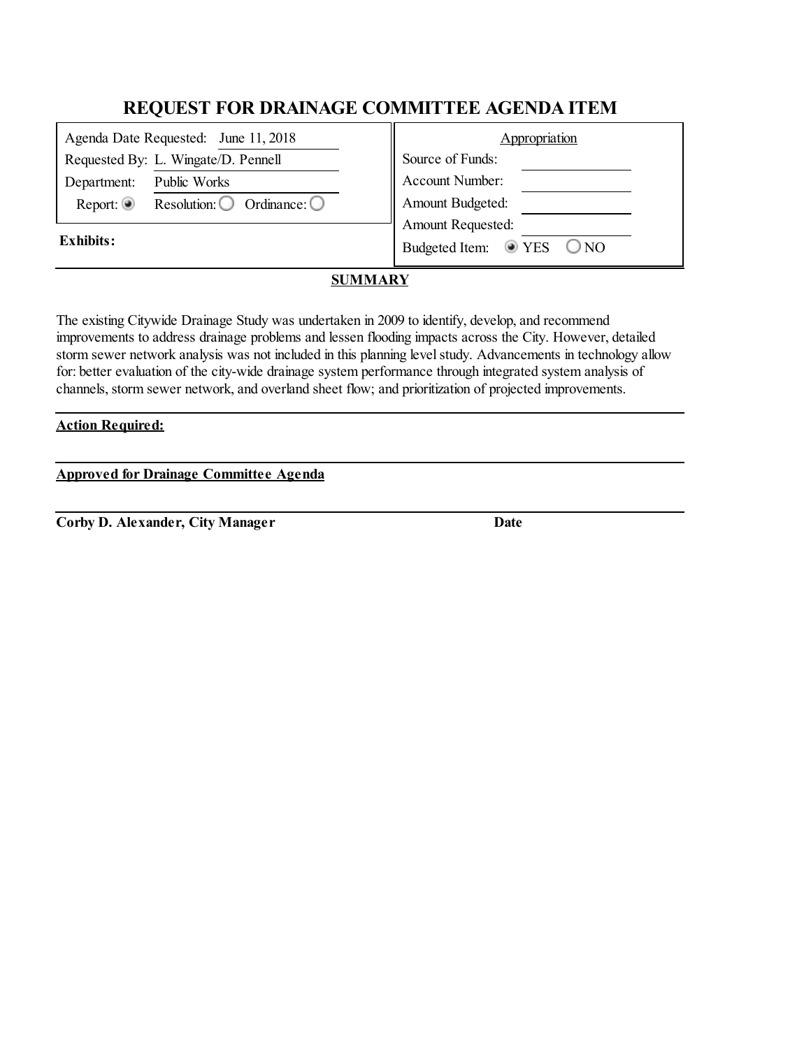# REQUEST FOR DRAINAGE COMMITTEE AGENDA ITEM

| | |
|---|---|
| Agenda Date Requested: June 11, 2018 | **Appropriation** |
| Requested By: L. Wingate/D. Pennell | Source of Funds: |
| Department: Public Works | Account Number: |
| Report: ◉ Resolution: ○ Ordinance: ○ | Amount Budgeted: |
| | Amount Requested: |
| **Exhibits:** | Budgeted Item: ◉ YES ○ NO |

**SUMMARY**

The existing Citywide Drainage Study was undertaken in 2009 to identify, develop, and recommend improvements to address drainage problems and lessen flooding impacts across the City. However, detailed storm sewer network analysis was not included in this planning level study. Advancements in technology allow for: better evaluation of the city-wide drainage system performance through integrated system analysis of channels, storm sewer network, and overland sheet flow; and prioritization of projected improvements.

**Action Required:**

**Approved for Drainage Committee Agenda**

**Corby D. Alexander, City Manager** **Date**